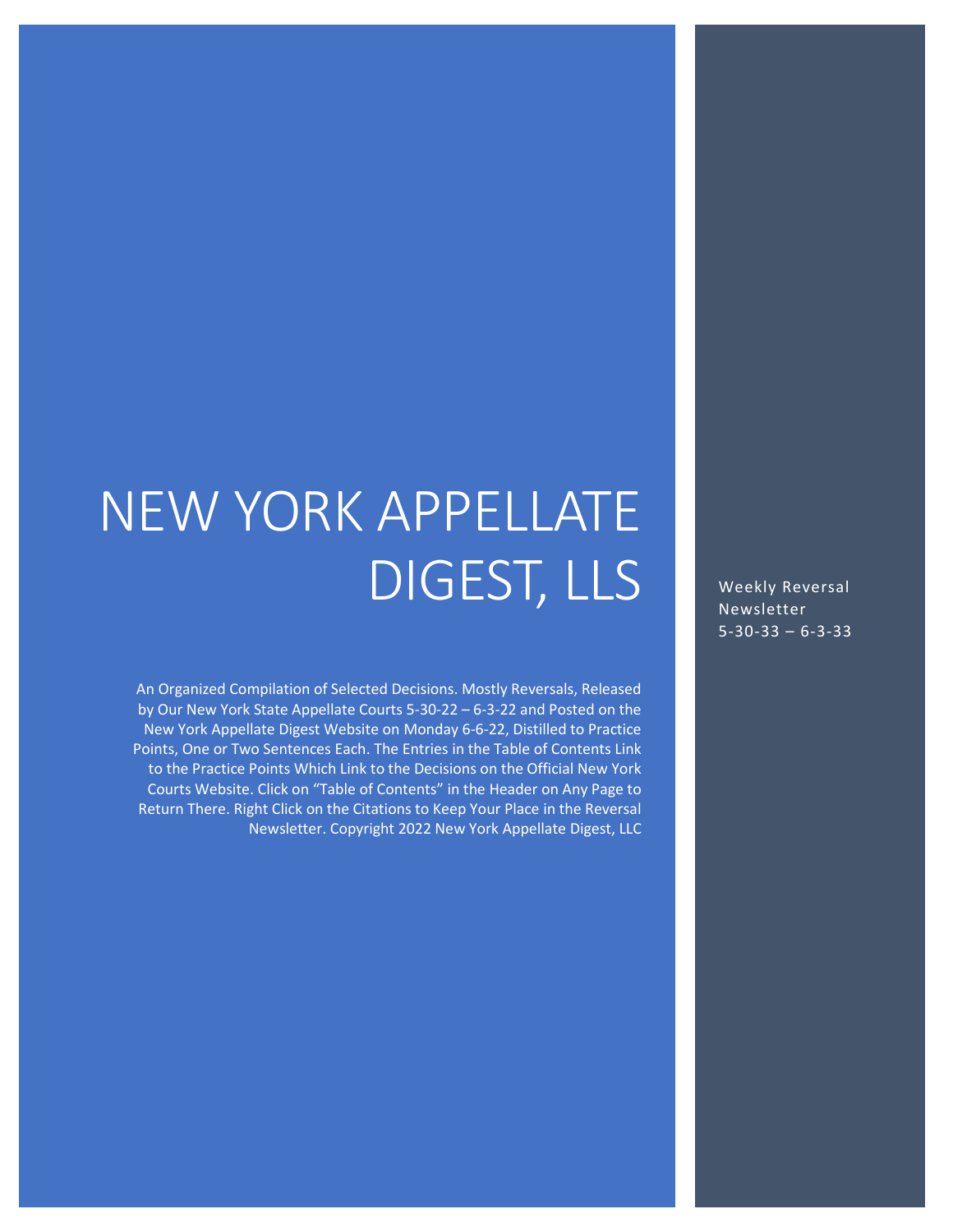# NEW YORK APPELLATE DIGEST, LLS

Weekly Reversal Newsletter 5-30-33 – 6-3-33

An Organized Compilation of Selected Decisions. Mostly Reversals, Released by Our New York State Appellate Courts 5-30-22 – 6-3-22 and Posted on the New York Appellate Digest Website on Monday 6-6-22, Distilled to Practice Points, One or Two Sentences Each. The Entries in the Table of Contents Link to the Practice Points Which Link to the Decisions on the Official New York Courts Website. Click on "Table of Contents" in the Header on Any Page to Return There. Right Click on the Citations to Keep Your Place in the Reversal Newsletter. Copyright 2022 New York Appellate Digest, LLC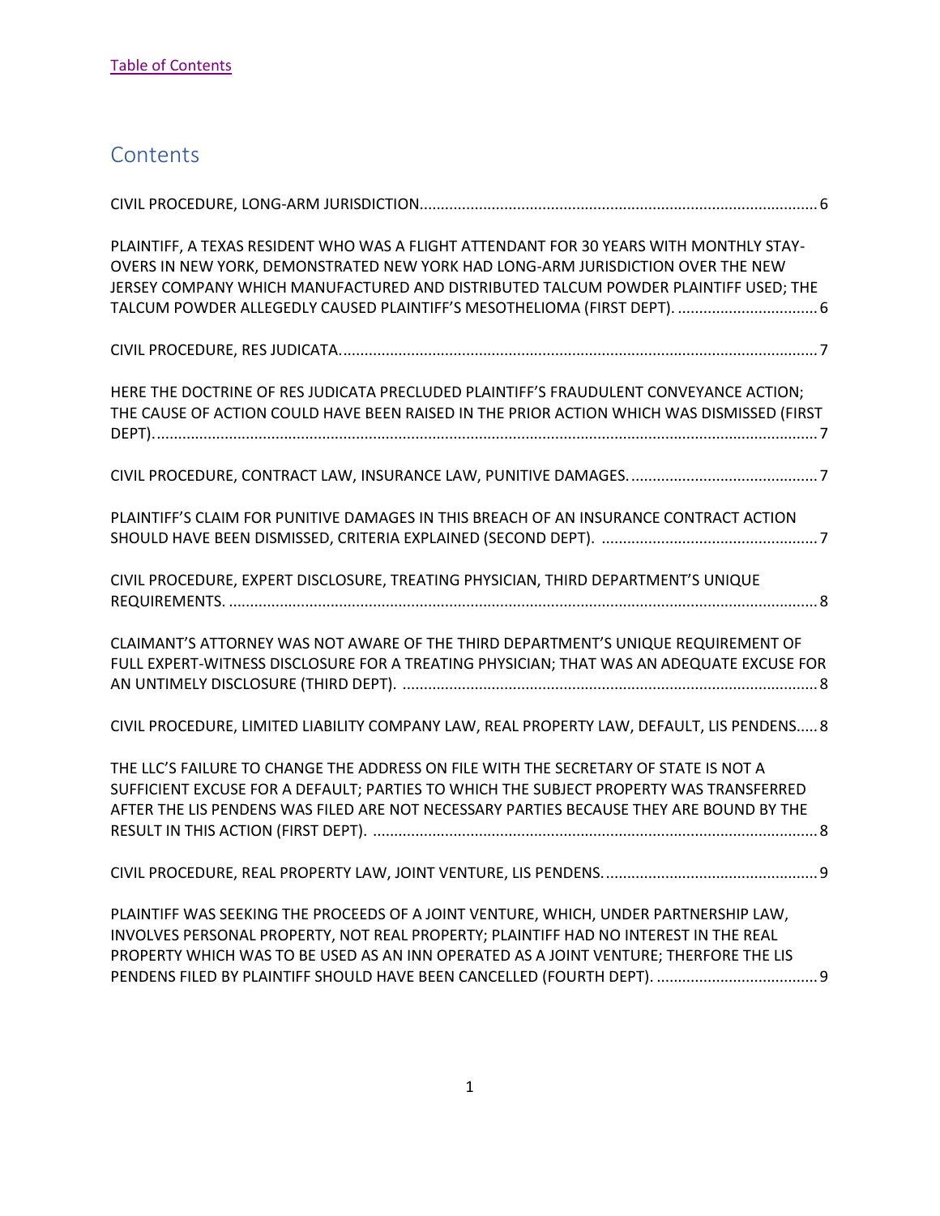[Table of Contents](#)

## Contents

CIVIL PROCEDURE, LONG-ARM JURISDICTION............................................................................................. 6

PLAINTIFF, A TEXAS RESIDENT WHO WAS A FLIGHT ATTENDANT FOR 30 YEARS WITH MONTHLY STAY-OVERS IN NEW YORK, DEMONSTRATED NEW YORK HAD LONG-ARM JURISDICTION OVER THE NEW JERSEY COMPANY WHICH MANUFACTURED AND DISTRIBUTED TALCUM POWDER PLAINTIFF USED; THE TALCUM POWDER ALLEGEDLY CAUSED PLAINTIFF'S MESOTHELIOMA (FIRST DEPT). ................................. 6

CIVIL PROCEDURE, RES JUDICATA................................................................................................................ 7

HERE THE DOCTRINE OF RES JUDICATA PRECLUDED PLAINTIFF'S FRAUDULENT CONVEYANCE ACTION; THE CAUSE OF ACTION COULD HAVE BEEN RAISED IN THE PRIOR ACTION WHICH WAS DISMISSED (FIRST DEPT)............................................................................................................................................... 7

CIVIL PROCEDURE, CONTRACT LAW, INSURANCE LAW, PUNITIVE DAMAGES. ........................................... 7

PLAINTIFF'S CLAIM FOR PUNITIVE DAMAGES IN THIS BREACH OF AN INSURANCE CONTRACT ACTION SHOULD HAVE BEEN DISMISSED, CRITERIA EXPLAINED (SECOND DEPT). ................................................... 7

CIVIL PROCEDURE, EXPERT DISCLOSURE, TREATING PHYSICIAN, THIRD DEPARTMENT'S UNIQUE REQUIREMENTS. .......................................................................................................................................... 8

CLAIMANT'S ATTORNEY WAS NOT AWARE OF THE THIRD DEPARTMENT'S UNIQUE REQUIREMENT OF FULL EXPERT-WITNESS DISCLOSURE FOR A TREATING PHYSICIAN; THAT WAS AN ADEQUATE EXCUSE FOR AN UNTIMELY DISCLOSURE (THIRD DEPT). ................................................................................................. 8

CIVIL PROCEDURE, LIMITED LIABILITY COMPANY LAW, REAL PROPERTY LAW, DEFAULT, LIS PENDENS..... 8

THE LLC'S FAILURE TO CHANGE THE ADDRESS ON FILE WITH THE SECRETARY OF STATE IS NOT A SUFFICIENT EXCUSE FOR A DEFAULT; PARTIES TO WHICH THE SUBJECT PROPERTY WAS TRANSFERRED AFTER THE LIS PENDENS WAS FILED ARE NOT NECESSARY PARTIES BECAUSE THEY ARE BOUND BY THE RESULT IN THIS ACTION (FIRST DEPT). ........................................................................................................ 8

CIVIL PROCEDURE, REAL PROPERTY LAW, JOINT VENTURE, LIS PENDENS.................................................. 9

PLAINTIFF WAS SEEKING THE PROCEEDS OF A JOINT VENTURE, WHICH, UNDER PARTNERSHIP LAW, INVOLVES PERSONAL PROPERTY, NOT REAL PROPERTY; PLAINTIFF HAD NO INTEREST IN THE REAL PROPERTY WHICH WAS TO BE USED AS AN INN OPERATED AS A JOINT VENTURE; THERFORE THE LIS PENDENS FILED BY PLAINTIFF SHOULD HAVE BEEN CANCELLED (FOURTH DEPT). ...................................... 9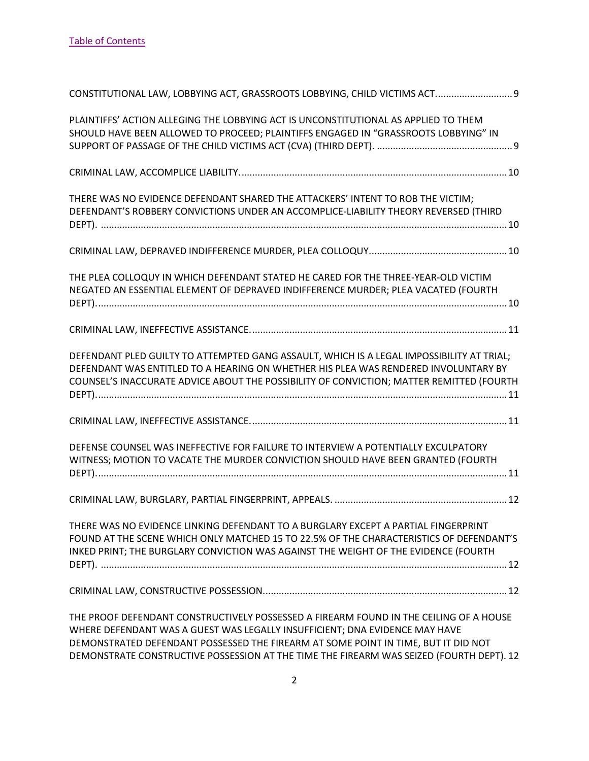[Table of Contents](#)

CONSTITUTIONAL LAW, LOBBYING ACT, GRASSROOTS LOBBYING, CHILD VICTIMS ACT. 9

PLAINTIFFS' ACTION ALLEGING THE LOBBYING ACT IS UNCONSTITUTIONAL AS APPLIED TO THEM SHOULD HAVE BEEN ALLOWED TO PROCEED; PLAINTIFFS ENGAGED IN "GRASSROOTS LOBBYING" IN SUPPORT OF PASSAGE OF THE CHILD VICTIMS ACT (CVA) (THIRD DEPT). 9

CRIMINAL LAW, ACCOMPLICE LIABILITY. 10

THERE WAS NO EVIDENCE DEFENDANT SHARED THE ATTACKERS' INTENT TO ROB THE VICTIM; DEFENDANT'S ROBBERY CONVICTIONS UNDER AN ACCOMPLICE-LIABILITY THEORY REVERSED (THIRD DEPT). 10

CRIMINAL LAW, DEPRAVED INDIFFERENCE MURDER, PLEA COLLOQUY. 10

THE PLEA COLLOQUY IN WHICH DEFENDANT STATED HE CARED FOR THE THREE-YEAR-OLD VICTIM NEGATED AN ESSENTIAL ELEMENT OF DEPRAVED INDIFFERENCE MURDER; PLEA VACATED (FOURTH DEPT). 10

CRIMINAL LAW, INEFFECTIVE ASSISTANCE. 11

DEFENDANT PLED GUILTY TO ATTEMPTED GANG ASSAULT, WHICH IS A LEGAL IMPOSSIBILITY AT TRIAL; DEFENDANT WAS ENTITLED TO A HEARING ON WHETHER HIS PLEA WAS RENDERED INVOLUNTARY BY COUNSEL'S INACCURATE ADVICE ABOUT THE POSSIBILITY OF CONVICTION; MATTER REMITTED (FOURTH DEPT). 11

CRIMINAL LAW, INEFFECTIVE ASSISTANCE. 11

DEFENSE COUNSEL WAS INEFFECTIVE FOR FAILURE TO INTERVIEW A POTENTIALLY EXCULPATORY WITNESS; MOTION TO VACATE THE MURDER CONVICTION SHOULD HAVE BEEN GRANTED (FOURTH DEPT). 11

CRIMINAL LAW, BURGLARY, PARTIAL FINGERPRINT, APPEALS. 12

THERE WAS NO EVIDENCE LINKING DEFENDANT TO A BURGLARY EXCEPT A PARTIAL FINGERPRINT FOUND AT THE SCENE WHICH ONLY MATCHED 15 TO 22.5% OF THE CHARACTERISTICS OF DEFENDANT'S INKED PRINT; THE BURGLARY CONVICTION WAS AGAINST THE WEIGHT OF THE EVIDENCE (FOURTH DEPT). 12

CRIMINAL LAW, CONSTRUCTIVE POSSESSION. 12

THE PROOF DEFENDANT CONSTRUCTIVELY POSSESSED A FIREARM FOUND IN THE CEILING OF A HOUSE WHERE DEFENDANT WAS A GUEST WAS LEGALLY INSUFFICIENT; DNA EVIDENCE MAY HAVE DEMONSTRATED DEFENDANT POSSESSED THE FIREARM AT SOME POINT IN TIME, BUT IT DID NOT DEMONSTRATE CONSTRUCTIVE POSSESSION AT THE TIME THE FIREARM WAS SEIZED (FOURTH DEPT). 12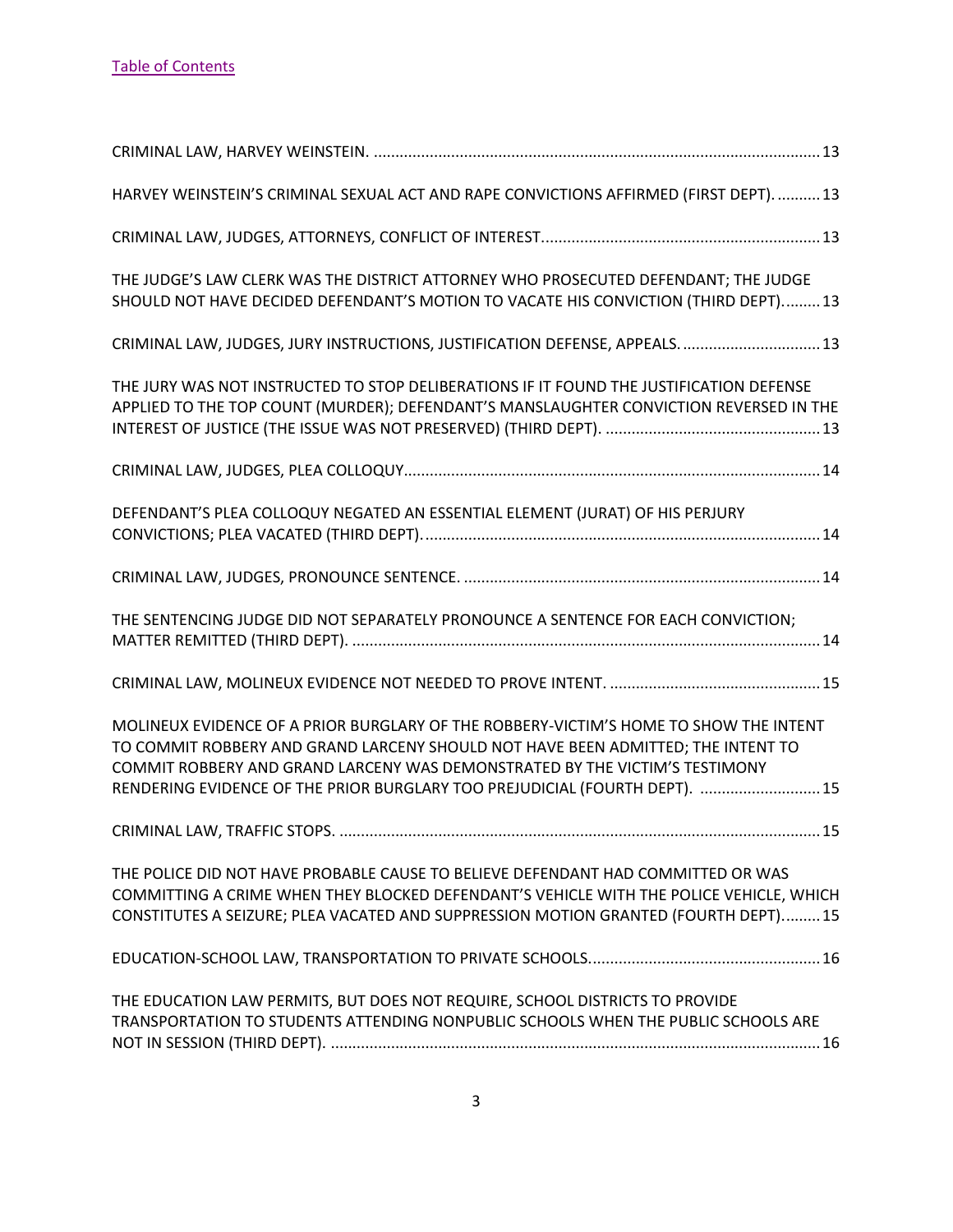[Table of Contents](#)

CRIMINAL LAW, HARVEY WEINSTEIN. ........................................................................................................ 13

HARVEY WEINSTEIN'S CRIMINAL SEXUAL ACT AND RAPE CONVICTIONS AFFIRMED (FIRST DEPT). .......... 13

CRIMINAL LAW, JUDGES, ATTORNEYS, CONFLICT OF INTEREST................................................................. 13

THE JUDGE'S LAW CLERK WAS THE DISTRICT ATTORNEY WHO PROSECUTED DEFENDANT; THE JUDGE SHOULD NOT HAVE DECIDED DEFENDANT'S MOTION TO VACATE HIS CONVICTION (THIRD DEPT)......... 13

CRIMINAL LAW, JUDGES, JURY INSTRUCTIONS, JUSTIFICATION DEFENSE, APPEALS. ................................ 13

THE JURY WAS NOT INSTRUCTED TO STOP DELIBERATIONS IF IT FOUND THE JUSTIFICATION DEFENSE APPLIED TO THE TOP COUNT (MURDER); DEFENDANT'S MANSLAUGHTER CONVICTION REVERSED IN THE INTEREST OF JUSTICE (THE ISSUE WAS NOT PRESERVED) (THIRD DEPT). .................................................. 13

CRIMINAL LAW, JUDGES, PLEA COLLOQUY................................................................................................ 14

DEFENDANT'S PLEA COLLOQUY NEGATED AN ESSENTIAL ELEMENT (JURAT) OF HIS PERJURY CONVICTIONS; PLEA VACATED (THIRD DEPT)............................................................................................ 14

CRIMINAL LAW, JUDGES, PRONOUNCE SENTENCE. .................................................................................. 14

THE SENTENCING JUDGE DID NOT SEPARATELY PRONOUNCE A SENTENCE FOR EACH CONVICTION; MATTER REMITTED (THIRD DEPT). ............................................................................................................. 14

CRIMINAL LAW, MOLINEUX EVIDENCE NOT NEEDED TO PROVE INTENT. ................................................. 15

MOLINEUX EVIDENCE OF A PRIOR BURGLARY OF THE ROBBERY-VICTIM'S HOME TO SHOW THE INTENT TO COMMIT ROBBERY AND GRAND LARCENY SHOULD NOT HAVE BEEN ADMITTED; THE INTENT TO COMMIT ROBBERY AND GRAND LARCENY WAS DEMONSTRATED BY THE VICTIM'S TESTIMONY RENDERING EVIDENCE OF THE PRIOR BURGLARY TOO PREJUDICIAL (FOURTH DEPT). ............................ 15

CRIMINAL LAW, TRAFFIC STOPS. ................................................................................................................ 15

THE POLICE DID NOT HAVE PROBABLE CAUSE TO BELIEVE DEFENDANT HAD COMMITTED OR WAS COMMITTING A CRIME WHEN THEY BLOCKED DEFENDANT'S VEHICLE WITH THE POLICE VEHICLE, WHICH CONSTITUTES A SEIZURE; PLEA VACATED AND SUPPRESSION MOTION GRANTED (FOURTH DEPT)......... 15

EDUCATION-SCHOOL LAW, TRANSPORTATION TO PRIVATE SCHOOLS...................................................... 16

THE EDUCATION LAW PERMITS, BUT DOES NOT REQUIRE, SCHOOL DISTRICTS TO PROVIDE TRANSPORTATION TO STUDENTS ATTENDING NONPUBLIC SCHOOLS WHEN THE PUBLIC SCHOOLS ARE NOT IN SESSION (THIRD DEPT). .................................................................................................................. 16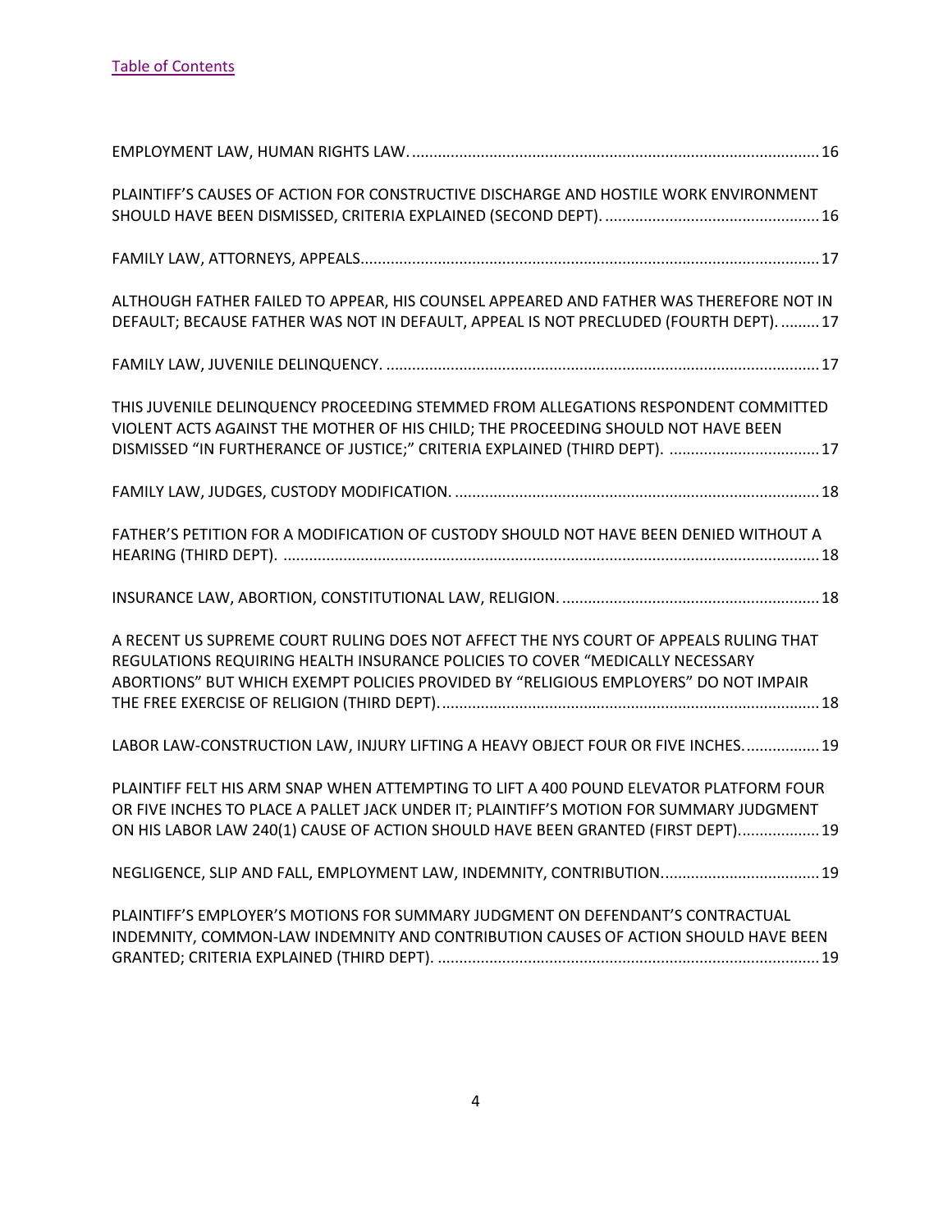[Table of Contents](#)

EMPLOYMENT LAW, HUMAN RIGHTS LAW. ............................................................................................. 16

PLAINTIFF'S CAUSES OF ACTION FOR CONSTRUCTIVE DISCHARGE AND HOSTILE WORK ENVIRONMENT SHOULD HAVE BEEN DISMISSED, CRITERIA EXPLAINED (SECOND DEPT). ................................................ 16

FAMILY LAW, ATTORNEYS, APPEALS......................................................................................................... 17

ALTHOUGH FATHER FAILED TO APPEAR, HIS COUNSEL APPEARED AND FATHER WAS THEREFORE NOT IN DEFAULT; BECAUSE FATHER WAS NOT IN DEFAULT, APPEAL IS NOT PRECLUDED (FOURTH DEPT). ......... 17

FAMILY LAW, JUVENILE DELINQUENCY. .................................................................................................... 17

THIS JUVENILE DELINQUENCY PROCEEDING STEMMED FROM ALLEGATIONS RESPONDENT COMMITTED VIOLENT ACTS AGAINST THE MOTHER OF HIS CHILD; THE PROCEEDING SHOULD NOT HAVE BEEN DISMISSED "IN FURTHERANCE OF JUSTICE;" CRITERIA EXPLAINED (THIRD DEPT). .................................. 17

FAMILY LAW, JUDGES, CUSTODY MODIFICATION. .................................................................................... 18

FATHER'S PETITION FOR A MODIFICATION OF CUSTODY SHOULD NOT HAVE BEEN DENIED WITHOUT A HEARING (THIRD DEPT). ........................................................................................................................... 18

INSURANCE LAW, ABORTION, CONSTITUTIONAL LAW, RELIGION. ........................................................... 18

A RECENT US SUPREME COURT RULING DOES NOT AFFECT THE NYS COURT OF APPEALS RULING THAT REGULATIONS REQUIRING HEALTH INSURANCE POLICIES TO COVER "MEDICALLY NECESSARY ABORTIONS" BUT WHICH EXEMPT POLICIES PROVIDED BY "RELIGIOUS EMPLOYERS" DO NOT IMPAIR THE FREE EXERCISE OF RELIGION (THIRD DEPT)....................................................................................... 18

LABOR LAW-CONSTRUCTION LAW, INJURY LIFTING A HEAVY OBJECT FOUR OR FIVE INCHES................. 19

PLAINTIFF FELT HIS ARM SNAP WHEN ATTEMPTING TO LIFT A 400 POUND ELEVATOR PLATFORM FOUR OR FIVE INCHES TO PLACE A PALLET JACK UNDER IT; PLAINTIFF'S MOTION FOR SUMMARY JUDGMENT ON HIS LABOR LAW 240(1) CAUSE OF ACTION SHOULD HAVE BEEN GRANTED (FIRST DEPT).................. 19

NEGLIGENCE, SLIP AND FALL, EMPLOYMENT LAW, INDEMNITY, CONTRIBUTION.................................... 19

PLAINTIFF'S EMPLOYER'S MOTIONS FOR SUMMARY JUDGMENT ON DEFENDANT'S CONTRACTUAL INDEMNITY, COMMON-LAW INDEMNITY AND CONTRIBUTION CAUSES OF ACTION SHOULD HAVE BEEN GRANTED; CRITERIA EXPLAINED (THIRD DEPT). ......................................................................................... 19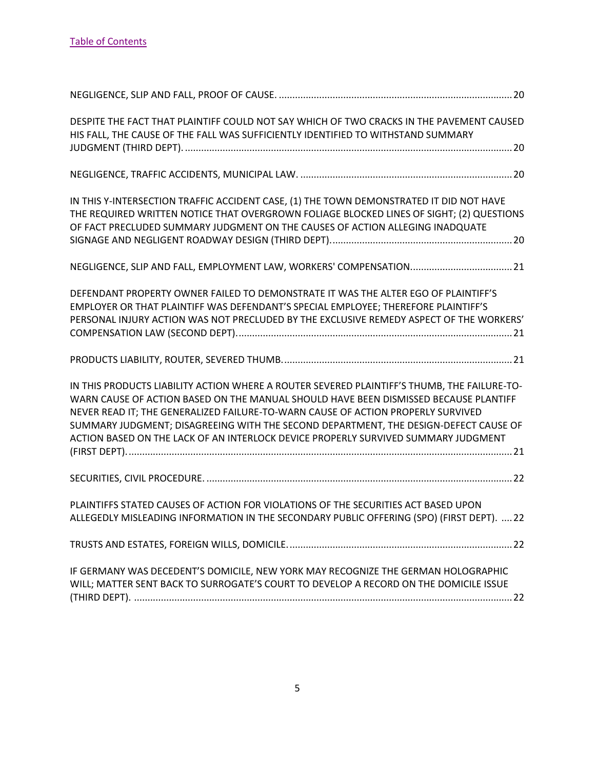[Table of Contents](#)

NEGLIGENCE, SLIP AND FALL, PROOF OF CAUSE. ....................................................................................... 20

DESPITE THE FACT THAT PLAINTIFF COULD NOT SAY WHICH OF TWO CRACKS IN THE PAVEMENT CAUSED HIS FALL, THE CAUSE OF THE FALL WAS SUFFICIENTLY IDENTIFIED TO WITHSTAND SUMMARY JUDGMENT (THIRD DEPT). ........................................................................................................................ 20

NEGLIGENCE, TRAFFIC ACCIDENTS, MUNICIPAL LAW. ............................................................................... 20

IN THIS Y-INTERSECTION TRAFFIC ACCIDENT CASE, (1) THE TOWN DEMONSTRATED IT DID NOT HAVE THE REQUIRED WRITTEN NOTICE THAT OVERGROWN FOLIAGE BLOCKED LINES OF SIGHT; (2) QUESTIONS OF FACT PRECLUDED SUMMARY JUDGMENT ON THE CAUSES OF ACTION ALLEGING INADQUATE SIGNAGE AND NEGLIGENT ROADWAY DESIGN (THIRD DEPT). .................................................................... 20

NEGLIGENCE, SLIP AND FALL, EMPLOYMENT LAW, WORKERS' COMPENSATION. ..................................... 21

DEFENDANT PROPERTY OWNER FAILED TO DEMONSTRATE IT WAS THE ALTER EGO OF PLAINTIFF'S EMPLOYER OR THAT PLAINTIFF WAS DEFENDANT'S SPECIAL EMPLOYEE; THEREFORE PLAINTIFF'S PERSONAL INJURY ACTION WAS NOT PRECLUDED BY THE EXCLUSIVE REMEDY ASPECT OF THE WORKERS' COMPENSATION LAW (SECOND DEPT). ...................................................................................................... 21

PRODUCTS LIABILITY, ROUTER, SEVERED THUMB. ..................................................................................... 21

IN THIS PRODUCTS LIABILITY ACTION WHERE A ROUTER SEVERED PLAINTIFF'S THUMB, THE FAILURE-TO-WARN CAUSE OF ACTION BASED ON THE MANUAL SHOULD HAVE BEEN DISMISSED BECAUSE PLANTIFF NEVER READ IT; THE GENERALIZED FAILURE-TO-WARN CAUSE OF ACTION PROPERLY SURVIVED SUMMARY JUDGMENT; DISAGREEING WITH THE SECOND DEPARTMENT, THE DESIGN-DEFECT CAUSE OF ACTION BASED ON THE LACK OF AN INTERLOCK DEVICE PROPERLY SURVIVED SUMMARY JUDGMENT (FIRST DEPT). ............................................................................................................................................. 21

SECURITIES, CIVIL PROCEDURE. ................................................................................................................. 22

PLAINTIFFS STATED CAUSES OF ACTION FOR VIOLATIONS OF THE SECURITIES ACT BASED UPON ALLEGEDLY MISLEADING INFORMATION IN THE SECONDARY PUBLIC OFFERING (SPO) (FIRST DEPT). .... 22

TRUSTS AND ESTATES, FOREIGN WILLS, DOMICILE. .................................................................................. 22

IF GERMANY WAS DECEDENT'S DOMICILE, NEW YORK MAY RECOGNIZE THE GERMAN HOLOGRAPHIC WILL; MATTER SENT BACK TO SURROGATE'S COURT TO DEVELOP A RECORD ON THE DOMICILE ISSUE (THIRD DEPT). ........................................................................................................................................... 22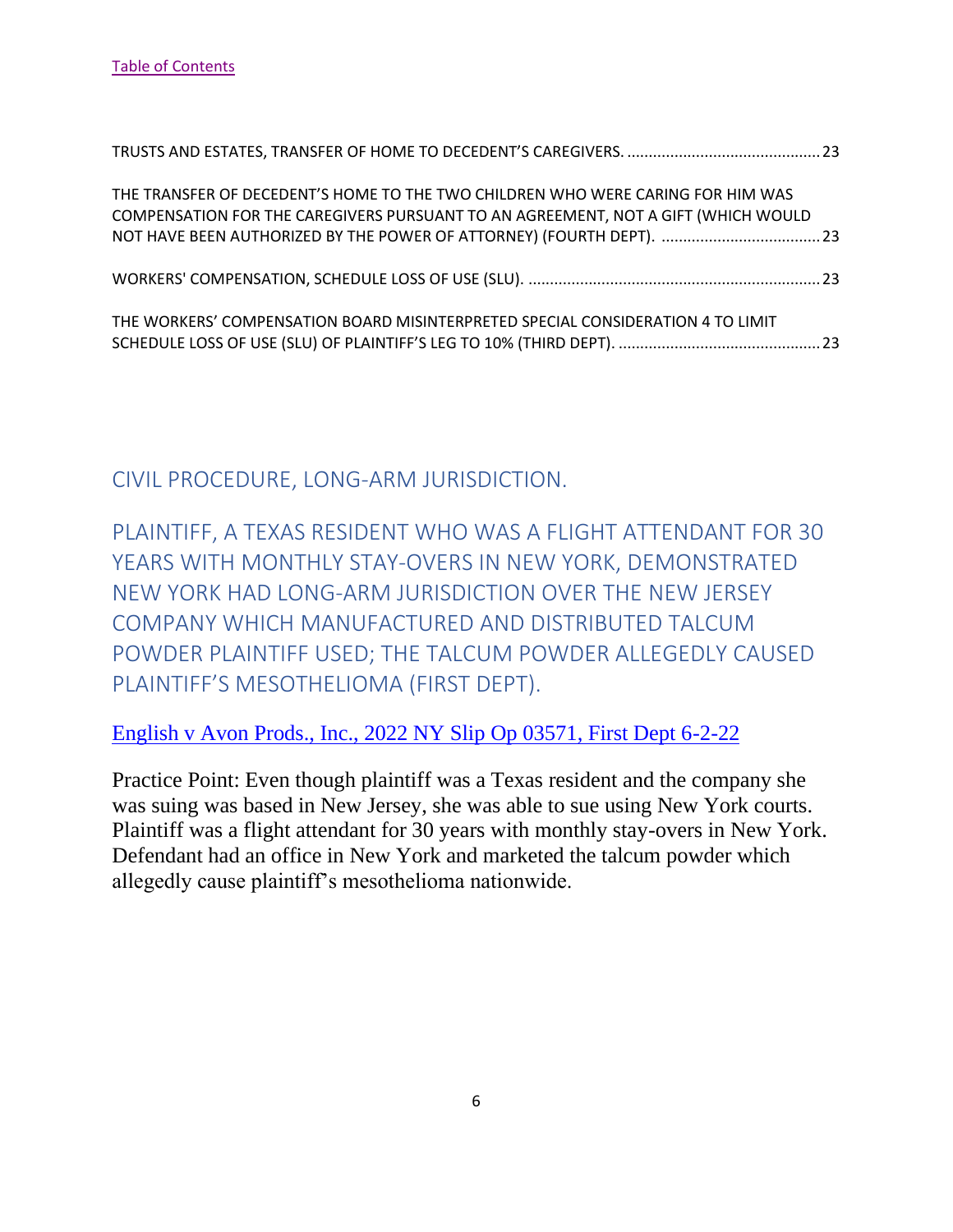[Table of Contents](#)

TRUSTS AND ESTATES, TRANSFER OF HOME TO DECEDENT'S CAREGIVERS. ............................................ 23

THE TRANSFER OF DECEDENT'S HOME TO THE TWO CHILDREN WHO WERE CARING FOR HIM WAS COMPENSATION FOR THE CAREGIVERS PURSUANT TO AN AGREEMENT, NOT A GIFT (WHICH WOULD NOT HAVE BEEN AUTHORIZED BY THE POWER OF ATTORNEY) (FOURTH DEPT). .................................... 23

WORKERS' COMPENSATION, SCHEDULE LOSS OF USE (SLU). ................................................................... 23

THE WORKERS' COMPENSATION BOARD MISINTERPRETED SPECIAL CONSIDERATION 4 TO LIMIT SCHEDULE LOSS OF USE (SLU) OF PLAINTIFF'S LEG TO 10% (THIRD DEPT). ............................................... 23

## CIVIL PROCEDURE, LONG-ARM JURISDICTION.

### PLAINTIFF, A TEXAS RESIDENT WHO WAS A FLIGHT ATTENDANT FOR 30 YEARS WITH MONTHLY STAY-OVERS IN NEW YORK, DEMONSTRATED NEW YORK HAD LONG-ARM JURISDICTION OVER THE NEW JERSEY COMPANY WHICH MANUFACTURED AND DISTRIBUTED TALCUM POWDER PLAINTIFF USED; THE TALCUM POWDER ALLEGEDLY CAUSED PLAINTIFF'S MESOTHELIOMA (FIRST DEPT).

[English v Avon Prods., Inc., 2022 NY Slip Op 03571, First Dept 6-2-22](#)

Practice Point: Even though plaintiff was a Texas resident and the company she was suing was based in New Jersey, she was able to sue using New York courts. Plaintiff was a flight attendant for 30 years with monthly stay-overs in New York. Defendant had an office in New York and marketed the talcum powder which allegedly cause plaintiff's mesothelioma nationwide.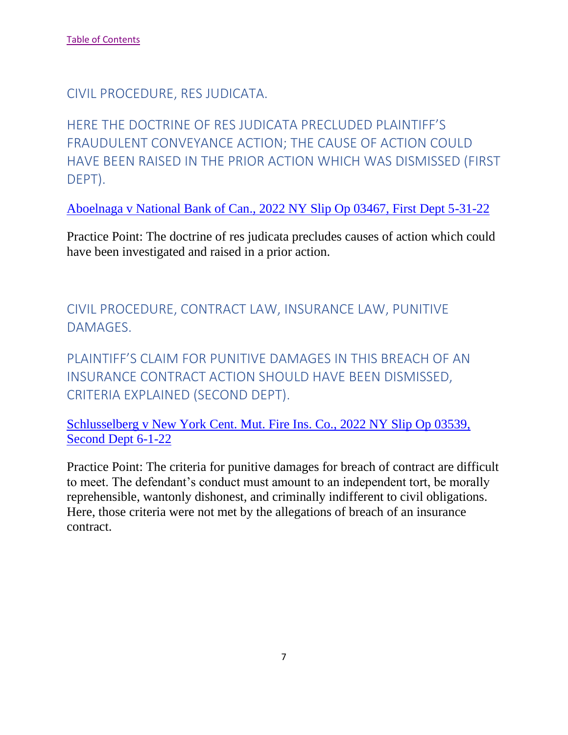[Table of Contents]

## CIVIL PROCEDURE, RES JUDICATA.

### HERE THE DOCTRINE OF RES JUDICATA PRECLUDED PLAINTIFF'S FRAUDULENT CONVEYANCE ACTION; THE CAUSE OF ACTION COULD HAVE BEEN RAISED IN THE PRIOR ACTION WHICH WAS DISMISSED (FIRST DEPT).

[Aboelnaga v National Bank of Can., 2022 NY Slip Op 03467, First Dept 5-31-22]

Practice Point: The doctrine of res judicata precludes causes of action which could have been investigated and raised in a prior action.

## CIVIL PROCEDURE, CONTRACT LAW, INSURANCE LAW, PUNITIVE DAMAGES.

### PLAINTIFF'S CLAIM FOR PUNITIVE DAMAGES IN THIS BREACH OF AN INSURANCE CONTRACT ACTION SHOULD HAVE BEEN DISMISSED, CRITERIA EXPLAINED (SECOND DEPT).

[Schlusselberg v New York Cent. Mut. Fire Ins. Co., 2022 NY Slip Op 03539, Second Dept 6-1-22]

Practice Point: The criteria for punitive damages for breach of contract are difficult to meet. The defendant's conduct must amount to an independent tort, be morally reprehensible, wantonly dishonest, and criminally indifferent to civil obligations. Here, those criteria were not met by the allegations of breach of an insurance contract.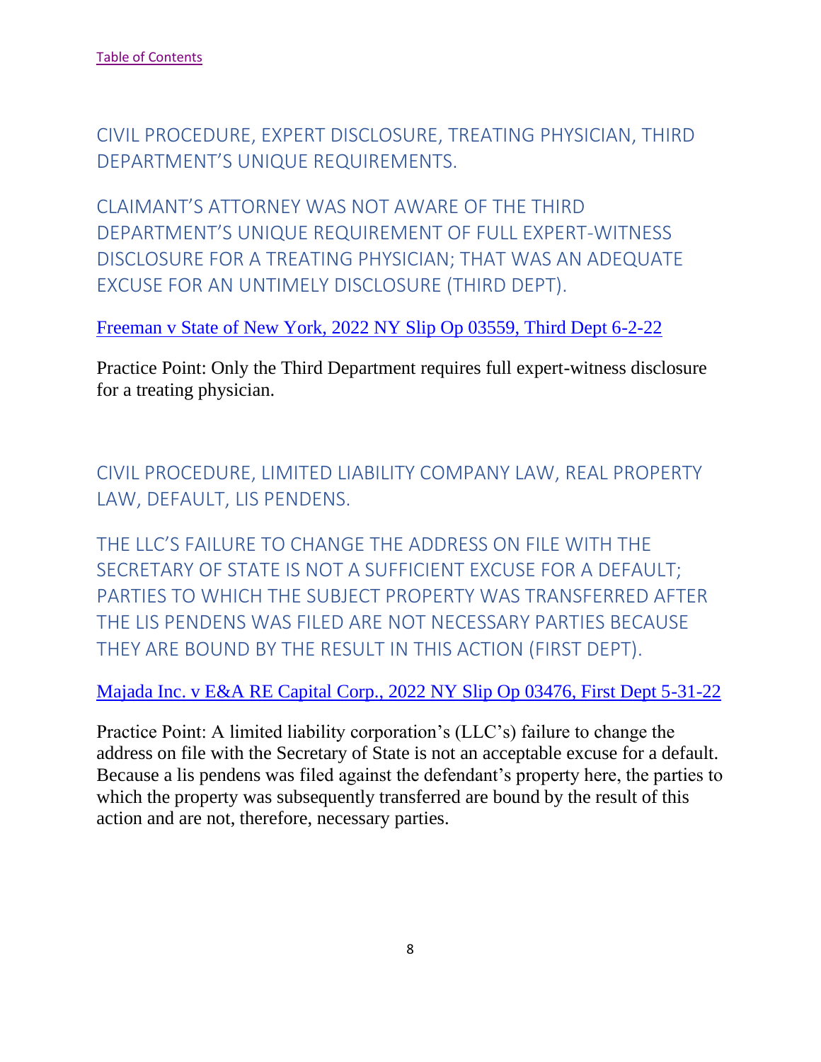[Table of Contents](#)

## CIVIL PROCEDURE, EXPERT DISCLOSURE, TREATING PHYSICIAN, THIRD DEPARTMENT'S UNIQUE REQUIREMENTS.

## CLAIMANT'S ATTORNEY WAS NOT AWARE OF THE THIRD DEPARTMENT'S UNIQUE REQUIREMENT OF FULL EXPERT-WITNESS DISCLOSURE FOR A TREATING PHYSICIAN; THAT WAS AN ADEQUATE EXCUSE FOR AN UNTIMELY DISCLOSURE (THIRD DEPT).

[Freeman v State of New York, 2022 NY Slip Op 03559, Third Dept 6-2-22](#)

Practice Point: Only the Third Department requires full expert-witness disclosure for a treating physician.

## CIVIL PROCEDURE, LIMITED LIABILITY COMPANY LAW, REAL PROPERTY LAW, DEFAULT, LIS PENDENS.

## THE LLC'S FAILURE TO CHANGE THE ADDRESS ON FILE WITH THE SECRETARY OF STATE IS NOT A SUFFICIENT EXCUSE FOR A DEFAULT; PARTIES TO WHICH THE SUBJECT PROPERTY WAS TRANSFERRED AFTER THE LIS PENDENS WAS FILED ARE NOT NECESSARY PARTIES BECAUSE THEY ARE BOUND BY THE RESULT IN THIS ACTION (FIRST DEPT).

[Majada Inc. v E&A RE Capital Corp., 2022 NY Slip Op 03476, First Dept 5-31-22](#)

Practice Point: A limited liability corporation's (LLC's) failure to change the address on file with the Secretary of State is not an acceptable excuse for a default. Because a lis pendens was filed against the defendant's property here, the parties to which the property was subsequently transferred are bound by the result of this action and are not, therefore, necessary parties.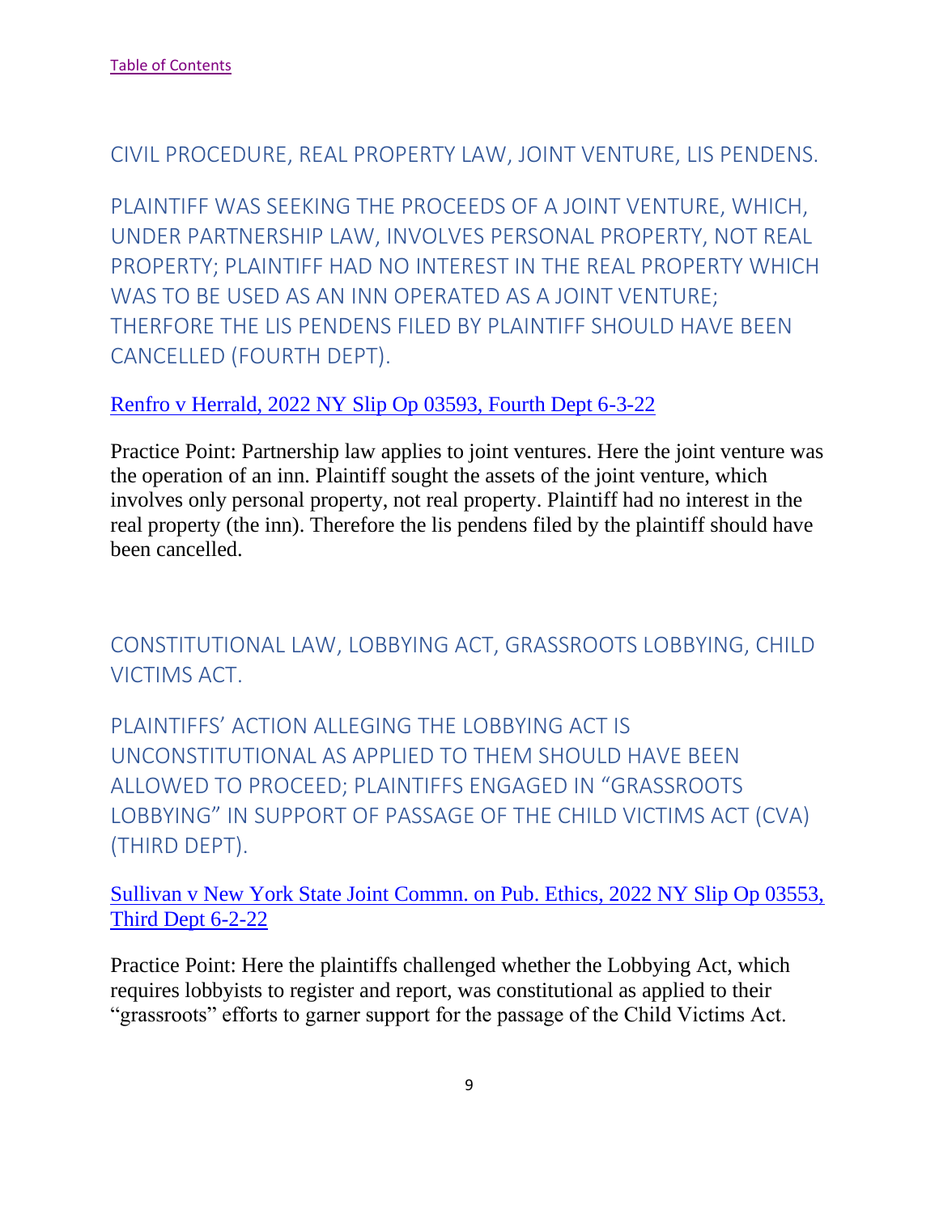[Table of Contents](#)

## CIVIL PROCEDURE, REAL PROPERTY LAW, JOINT VENTURE, LIS PENDENS.

## PLAINTIFF WAS SEEKING THE PROCEEDS OF A JOINT VENTURE, WHICH, UNDER PARTNERSHIP LAW, INVOLVES PERSONAL PROPERTY, NOT REAL PROPERTY; PLAINTIFF HAD NO INTEREST IN THE REAL PROPERTY WHICH WAS TO BE USED AS AN INN OPERATED AS A JOINT VENTURE; THERFORE THE LIS PENDENS FILED BY PLAINTIFF SHOULD HAVE BEEN CANCELLED (FOURTH DEPT).

[Renfro v Herrald, 2022 NY Slip Op 03593, Fourth Dept 6-3-22](#)

Practice Point: Partnership law applies to joint ventures. Here the joint venture was the operation of an inn. Plaintiff sought the assets of the joint venture, which involves only personal property, not real property. Plaintiff had no interest in the real property (the inn). Therefore the lis pendens filed by the plaintiff should have been cancelled.

## CONSTITUTIONAL LAW, LOBBYING ACT, GRASSROOTS LOBBYING, CHILD VICTIMS ACT.

## PLAINTIFFS' ACTION ALLEGING THE LOBBYING ACT IS UNCONSTITUTIONAL AS APPLIED TO THEM SHOULD HAVE BEEN ALLOWED TO PROCEED; PLAINTIFFS ENGAGED IN "GRASSROOTS LOBBYING" IN SUPPORT OF PASSAGE OF THE CHILD VICTIMS ACT (CVA) (THIRD DEPT).

[Sullivan v New York State Joint Commn. on Pub. Ethics, 2022 NY Slip Op 03553, Third Dept 6-2-22](#)

Practice Point: Here the plaintiffs challenged whether the Lobbying Act, which requires lobbyists to register and report, was constitutional as applied to their "grassroots" efforts to garner support for the passage of the Child Victims Act.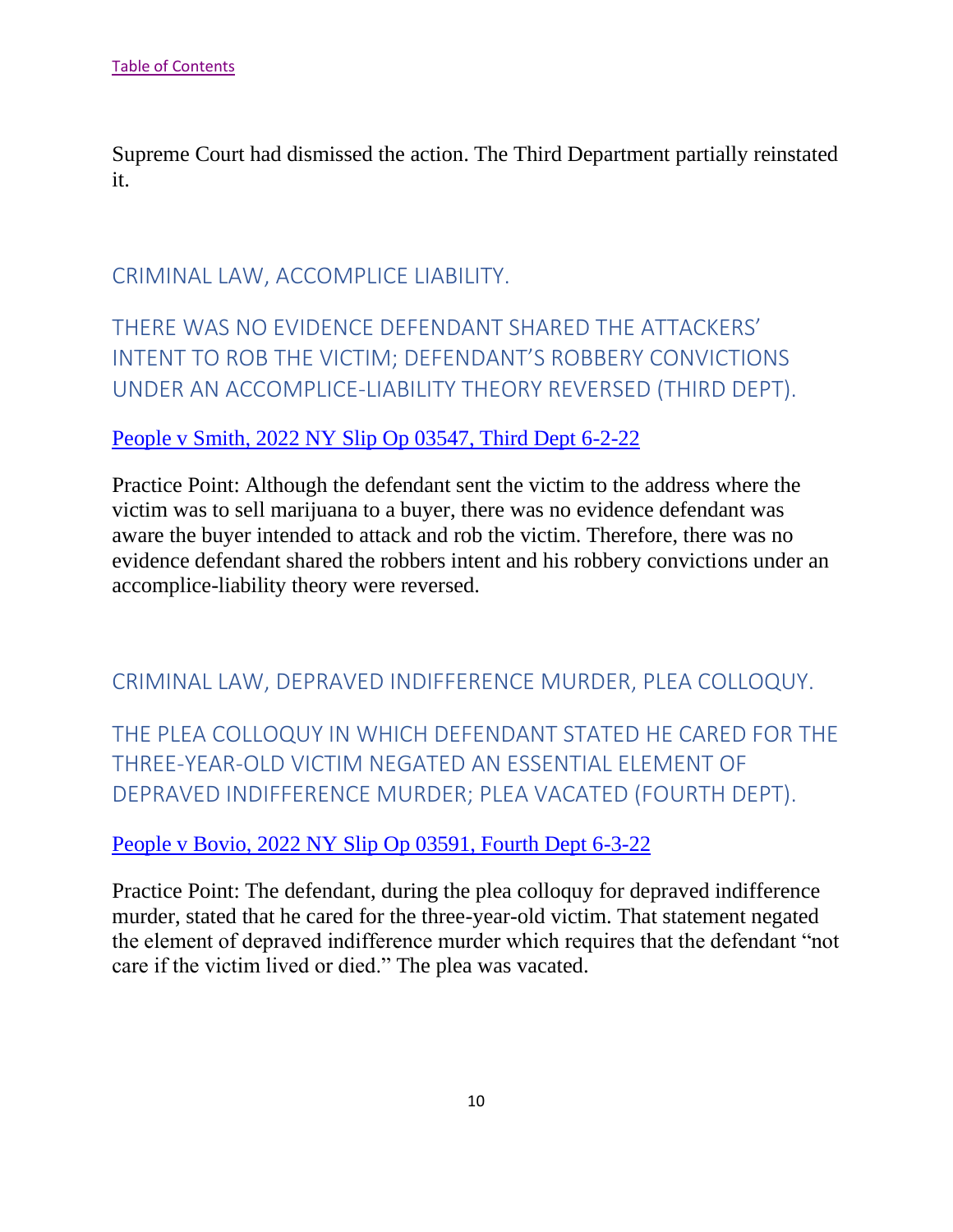[Table of Contents](#)

Supreme Court had dismissed the action. The Third Department partially reinstated it.

## CRIMINAL LAW, ACCOMPLICE LIABILITY.

## THERE WAS NO EVIDENCE DEFENDANT SHARED THE ATTACKERS' INTENT TO ROB THE VICTIM; DEFENDANT'S ROBBERY CONVICTIONS UNDER AN ACCOMPLICE-LIABILITY THEORY REVERSED (THIRD DEPT).

[People v Smith, 2022 NY Slip Op 03547, Third Dept 6-2-22](#)

Practice Point: Although the defendant sent the victim to the address where the victim was to sell marijuana to a buyer, there was no evidence defendant was aware the buyer intended to attack and rob the victim. Therefore, there was no evidence defendant shared the robbers intent and his robbery convictions under an accomplice-liability theory were reversed.

## CRIMINAL LAW, DEPRAVED INDIFFERENCE MURDER, PLEA COLLOQUY.

## THE PLEA COLLOQUY IN WHICH DEFENDANT STATED HE CARED FOR THE THREE-YEAR-OLD VICTIM NEGATED AN ESSENTIAL ELEMENT OF DEPRAVED INDIFFERENCE MURDER; PLEA VACATED (FOURTH DEPT).

[People v Bovio, 2022 NY Slip Op 03591, Fourth Dept 6-3-22](#)

Practice Point: The defendant, during the plea colloquy for depraved indifference murder, stated that he cared for the three-year-old victim. That statement negated the element of depraved indifference murder which requires that the defendant "not care if the victim lived or died." The plea was vacated.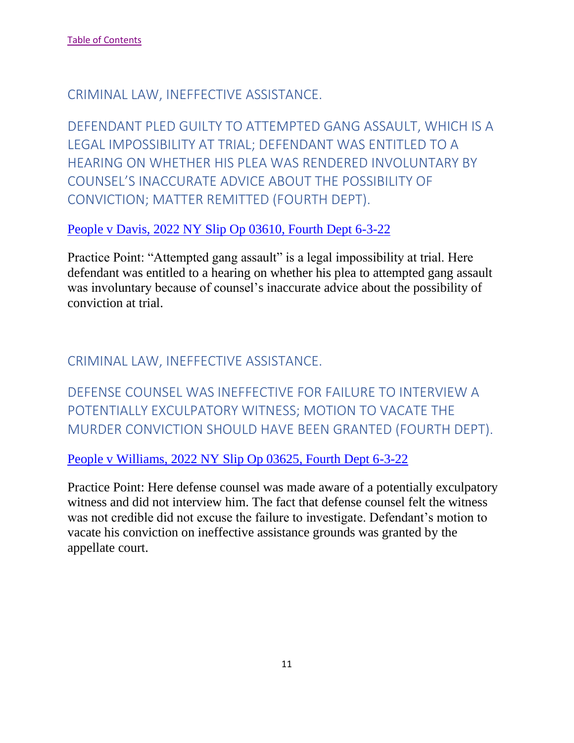[Table of Contents]

## CRIMINAL LAW, INEFFECTIVE ASSISTANCE.

### DEFENDANT PLED GUILTY TO ATTEMPTED GANG ASSAULT, WHICH IS A LEGAL IMPOSSIBILITY AT TRIAL; DEFENDANT WAS ENTITLED TO A HEARING ON WHETHER HIS PLEA WAS RENDERED INVOLUNTARY BY COUNSEL'S INACCURATE ADVICE ABOUT THE POSSIBILITY OF CONVICTION; MATTER REMITTED (FOURTH DEPT).

[People v Davis, 2022 NY Slip Op 03610, Fourth Dept 6-3-22]

Practice Point: "Attempted gang assault" is a legal impossibility at trial. Here defendant was entitled to a hearing on whether his plea to attempted gang assault was involuntary because of counsel's inaccurate advice about the possibility of conviction at trial.

## CRIMINAL LAW, INEFFECTIVE ASSISTANCE.

### DEFENSE COUNSEL WAS INEFFECTIVE FOR FAILURE TO INTERVIEW A POTENTIALLY EXCULPATORY WITNESS; MOTION TO VACATE THE MURDER CONVICTION SHOULD HAVE BEEN GRANTED (FOURTH DEPT).

[People v Williams, 2022 NY Slip Op 03625, Fourth Dept 6-3-22]

Practice Point: Here defense counsel was made aware of a potentially exculpatory witness and did not interview him. The fact that defense counsel felt the witness was not credible did not excuse the failure to investigate. Defendant's motion to vacate his conviction on ineffective assistance grounds was granted by the appellate court.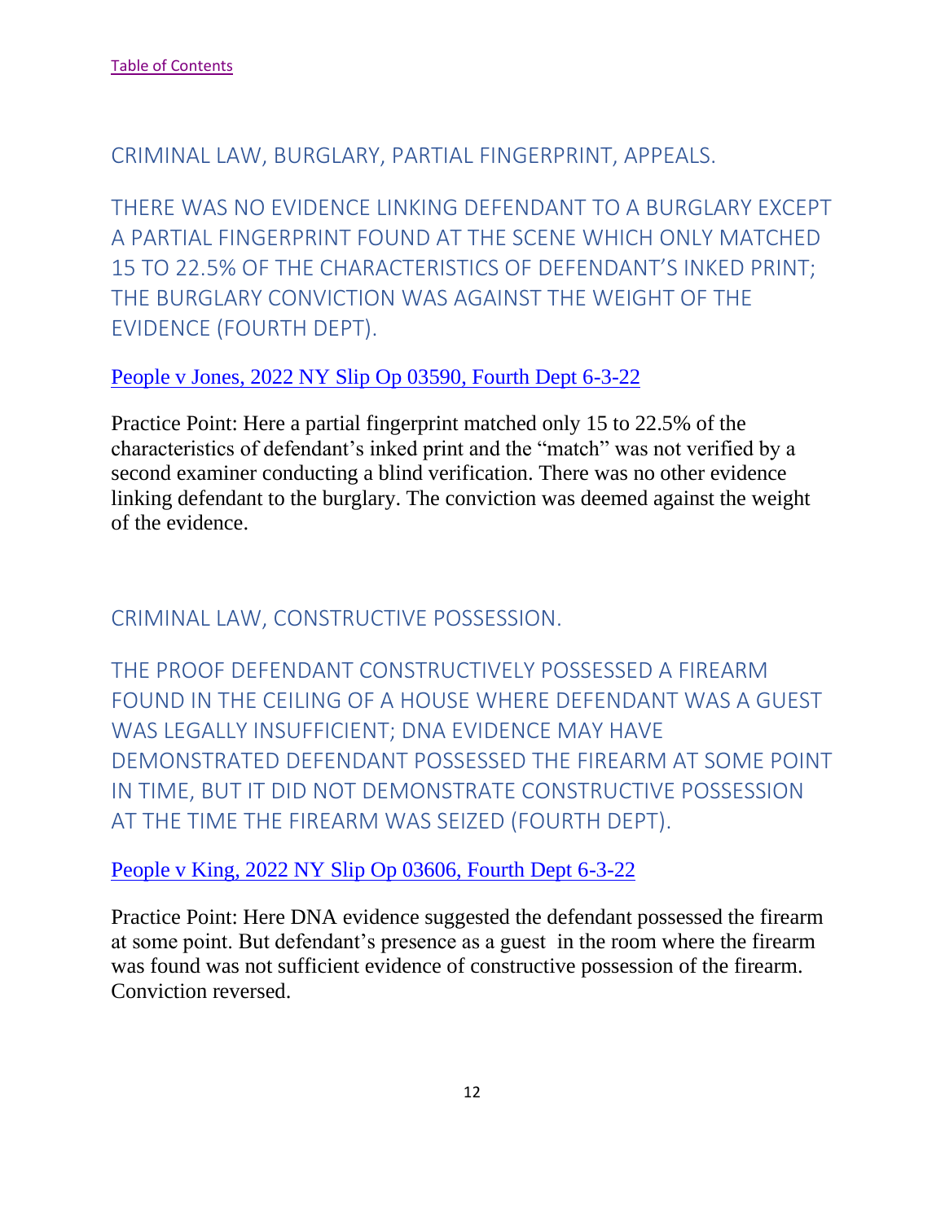[Table of Contents]

## CRIMINAL LAW, BURGLARY, PARTIAL FINGERPRINT, APPEALS.

## THERE WAS NO EVIDENCE LINKING DEFENDANT TO A BURGLARY EXCEPT A PARTIAL FINGERPRINT FOUND AT THE SCENE WHICH ONLY MATCHED 15 TO 22.5% OF THE CHARACTERISTICS OF DEFENDANT'S INKED PRINT; THE BURGLARY CONVICTION WAS AGAINST THE WEIGHT OF THE EVIDENCE (FOURTH DEPT).

[People v Jones, 2022 NY Slip Op 03590, Fourth Dept 6-3-22]

Practice Point: Here a partial fingerprint matched only 15 to 22.5% of the characteristics of defendant's inked print and the "match" was not verified by a second examiner conducting a blind verification. There was no other evidence linking defendant to the burglary. The conviction was deemed against the weight of the evidence.

## CRIMINAL LAW, CONSTRUCTIVE POSSESSION.

## THE PROOF DEFENDANT CONSTRUCTIVELY POSSESSED A FIREARM FOUND IN THE CEILING OF A HOUSE WHERE DEFENDANT WAS A GUEST WAS LEGALLY INSUFFICIENT; DNA EVIDENCE MAY HAVE DEMONSTRATED DEFENDANT POSSESSED THE FIREARM AT SOME POINT IN TIME, BUT IT DID NOT DEMONSTRATE CONSTRUCTIVE POSSESSION AT THE TIME THE FIREARM WAS SEIZED (FOURTH DEPT).

[People v King, 2022 NY Slip Op 03606, Fourth Dept 6-3-22]

Practice Point: Here DNA evidence suggested the defendant possessed the firearm at some point. But defendant's presence as a guest in the room where the firearm was found was not sufficient evidence of constructive possession of the firearm. Conviction reversed.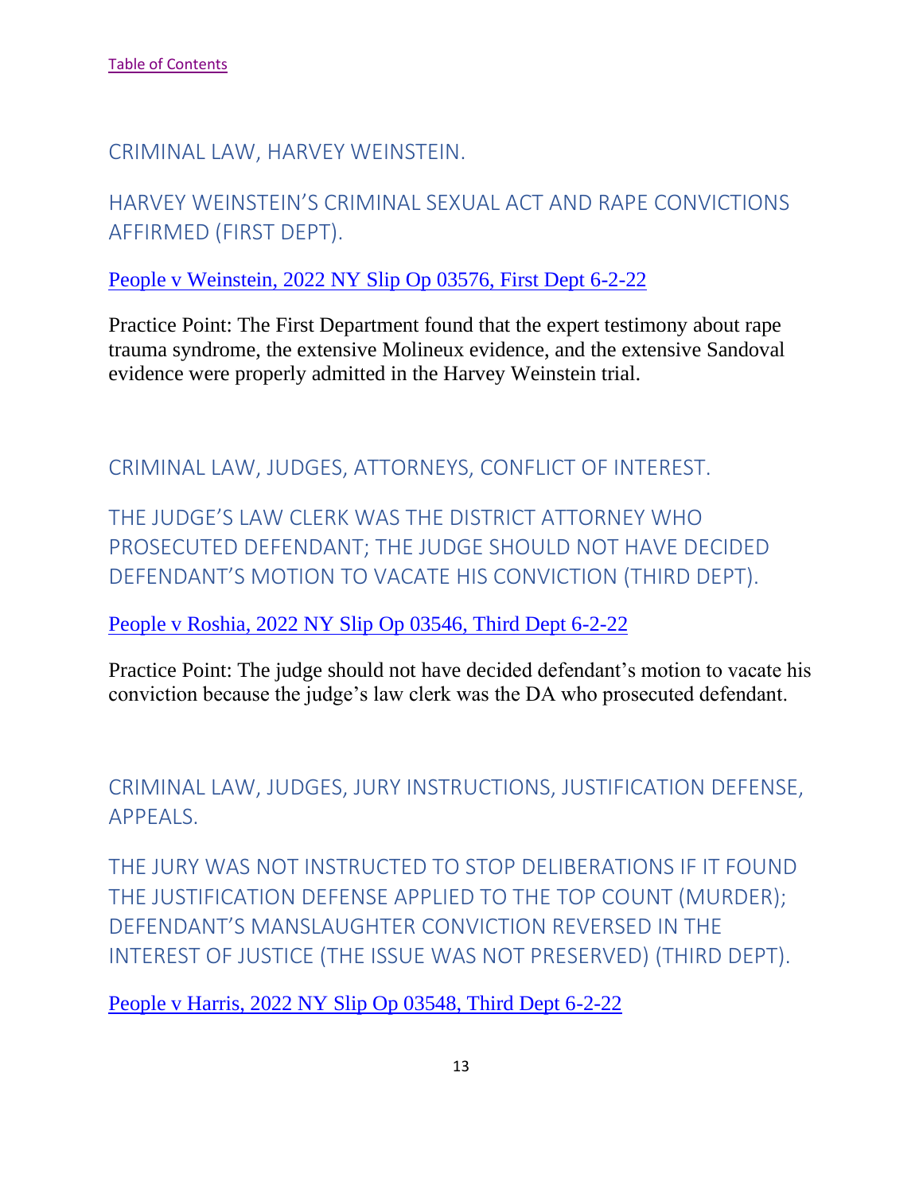[Table of Contents](#)

## CRIMINAL LAW, HARVEY WEINSTEIN.

## HARVEY WEINSTEIN'S CRIMINAL SEXUAL ACT AND RAPE CONVICTIONS AFFIRMED (FIRST DEPT).

[People v Weinstein, 2022 NY Slip Op 03576, First Dept 6-2-22](#)

Practice Point: The First Department found that the expert testimony about rape trauma syndrome, the extensive Molineux evidence, and the extensive Sandoval evidence were properly admitted in the Harvey Weinstein trial.

## CRIMINAL LAW, JUDGES, ATTORNEYS, CONFLICT OF INTEREST.

## THE JUDGE'S LAW CLERK WAS THE DISTRICT ATTORNEY WHO PROSECUTED DEFENDANT; THE JUDGE SHOULD NOT HAVE DECIDED DEFENDANT'S MOTION TO VACATE HIS CONVICTION (THIRD DEPT).

[People v Roshia, 2022 NY Slip Op 03546, Third Dept 6-2-22](#)

Practice Point: The judge should not have decided defendant's motion to vacate his conviction because the judge's law clerk was the DA who prosecuted defendant.

## CRIMINAL LAW, JUDGES, JURY INSTRUCTIONS, JUSTIFICATION DEFENSE, APPEALS.

## THE JURY WAS NOT INSTRUCTED TO STOP DELIBERATIONS IF IT FOUND THE JUSTIFICATION DEFENSE APPLIED TO THE TOP COUNT (MURDER); DEFENDANT'S MANSLAUGHTER CONVICTION REVERSED IN THE INTEREST OF JUSTICE (THE ISSUE WAS NOT PRESERVED) (THIRD DEPT).

[People v Harris, 2022 NY Slip Op 03548, Third Dept 6-2-22](#)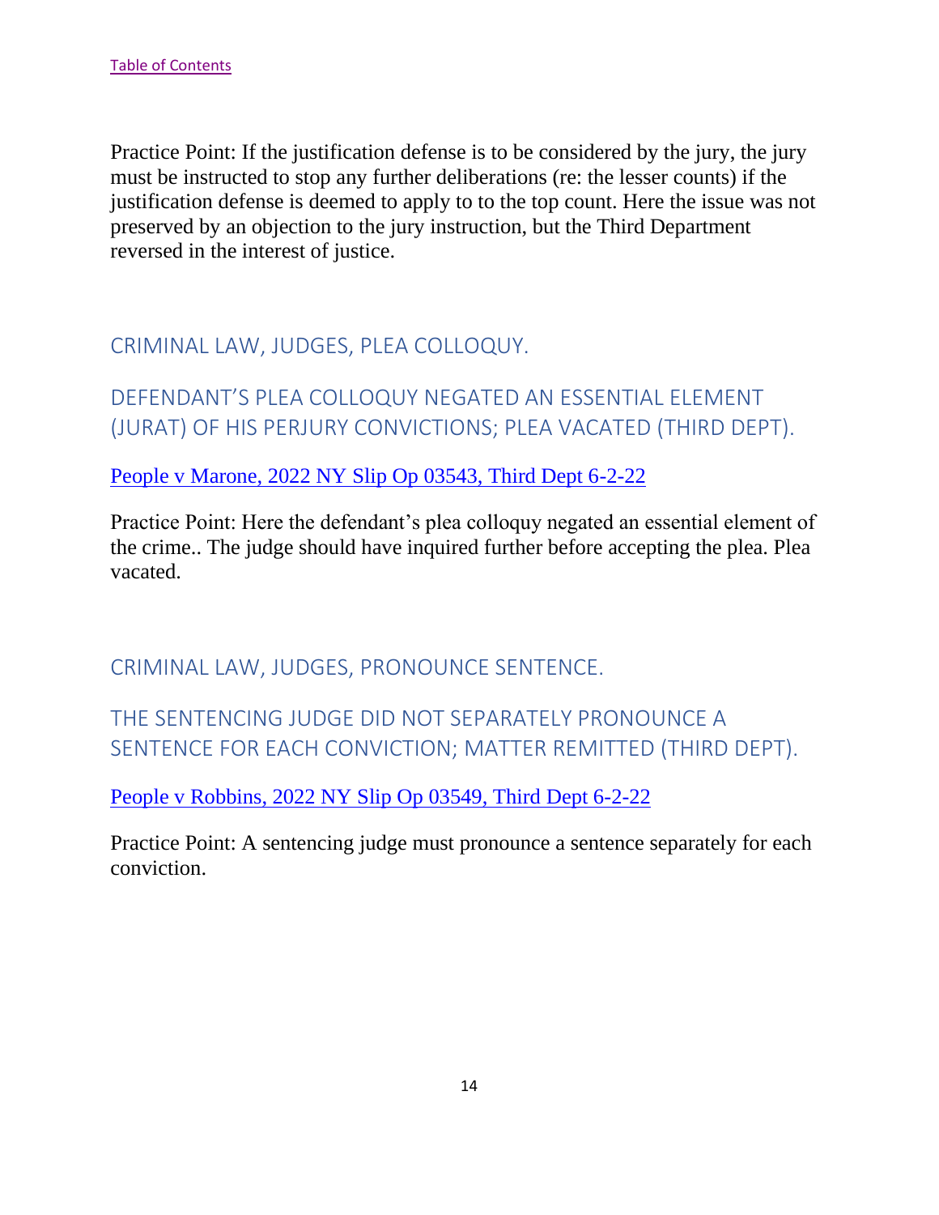[Table of Contents](#)

Practice Point: If the justification defense is to be considered by the jury, the jury must be instructed to stop any further deliberations (re: the lesser counts) if the justification defense is deemed to apply to to the top count. Here the issue was not preserved by an objection to the jury instruction, but the Third Department reversed in the interest of justice.

## CRIMINAL LAW, JUDGES, PLEA COLLOQUY.

## DEFENDANT'S PLEA COLLOQUY NEGATED AN ESSENTIAL ELEMENT (JURAT) OF HIS PERJURY CONVICTIONS; PLEA VACATED (THIRD DEPT).

[People v Marone, 2022 NY Slip Op 03543, Third Dept 6-2-22](#)

Practice Point: Here the defendant's plea colloquy negated an essential element of the crime.. The judge should have inquired further before accepting the plea. Plea vacated.

## CRIMINAL LAW, JUDGES, PRONOUNCE SENTENCE.

## THE SENTENCING JUDGE DID NOT SEPARATELY PRONOUNCE A SENTENCE FOR EACH CONVICTION; MATTER REMITTED (THIRD DEPT).

[People v Robbins, 2022 NY Slip Op 03549, Third Dept 6-2-22](#)

Practice Point: A sentencing judge must pronounce a sentence separately for each conviction.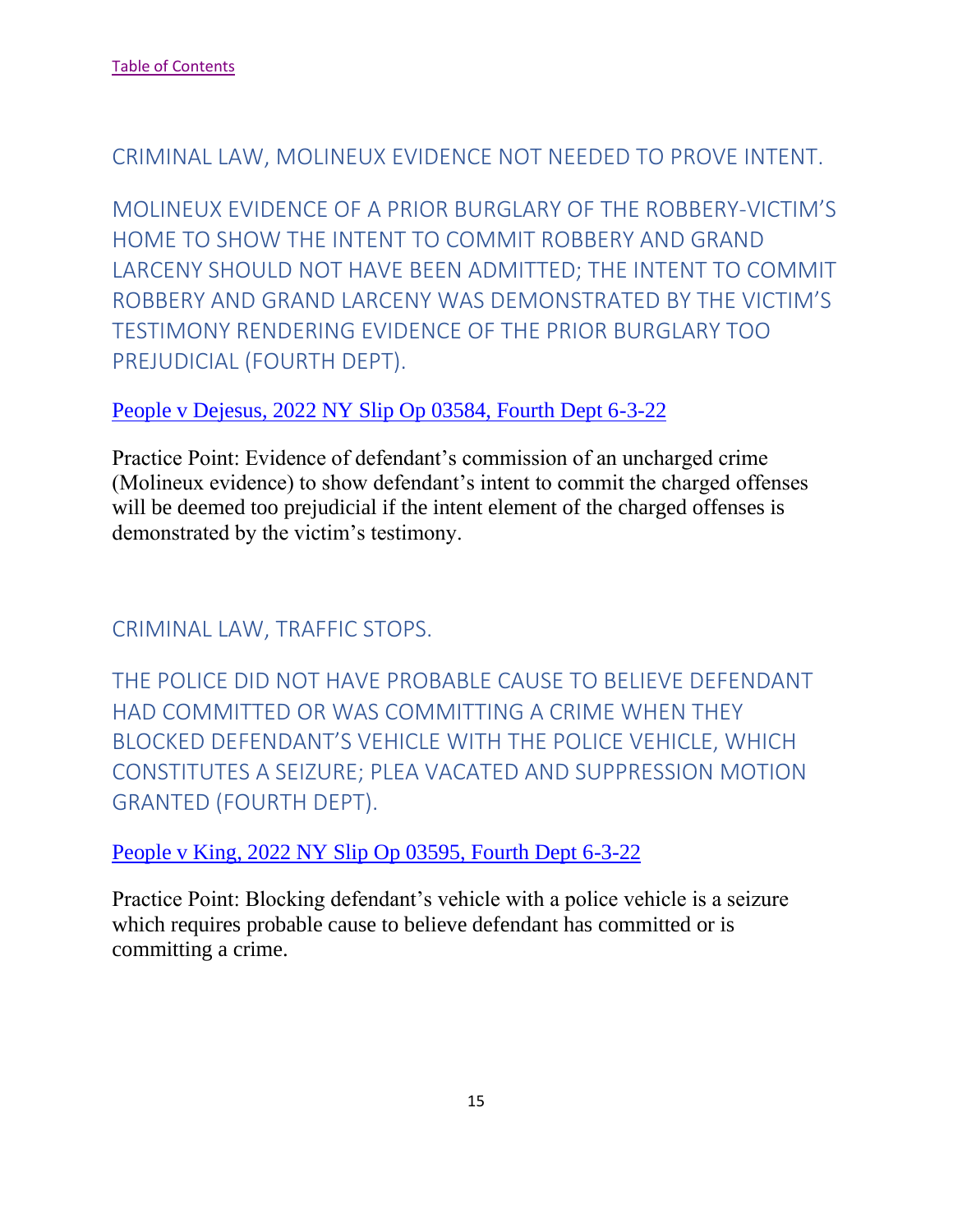[Table of Contents]

## CRIMINAL LAW, MOLINEUX EVIDENCE NOT NEEDED TO PROVE INTENT.

### MOLINEUX EVIDENCE OF A PRIOR BURGLARY OF THE ROBBERY-VICTIM'S HOME TO SHOW THE INTENT TO COMMIT ROBBERY AND GRAND LARCENY SHOULD NOT HAVE BEEN ADMITTED; THE INTENT TO COMMIT ROBBERY AND GRAND LARCENY WAS DEMONSTRATED BY THE VICTIM'S TESTIMONY RENDERING EVIDENCE OF THE PRIOR BURGLARY TOO PREJUDICIAL (FOURTH DEPT).

[People v Dejesus, 2022 NY Slip Op 03584, Fourth Dept 6-3-22]

Practice Point: Evidence of defendant's commission of an uncharged crime (Molineux evidence) to show defendant's intent to commit the charged offenses will be deemed too prejudicial if the intent element of the charged offenses is demonstrated by the victim's testimony.

## CRIMINAL LAW, TRAFFIC STOPS.

### THE POLICE DID NOT HAVE PROBABLE CAUSE TO BELIEVE DEFENDANT HAD COMMITTED OR WAS COMMITTING A CRIME WHEN THEY BLOCKED DEFENDANT'S VEHICLE WITH THE POLICE VEHICLE, WHICH CONSTITUTES A SEIZURE; PLEA VACATED AND SUPPRESSION MOTION GRANTED (FOURTH DEPT).

[People v King, 2022 NY Slip Op 03595, Fourth Dept 6-3-22]

Practice Point: Blocking defendant's vehicle with a police vehicle is a seizure which requires probable cause to believe defendant has committed or is committing a crime.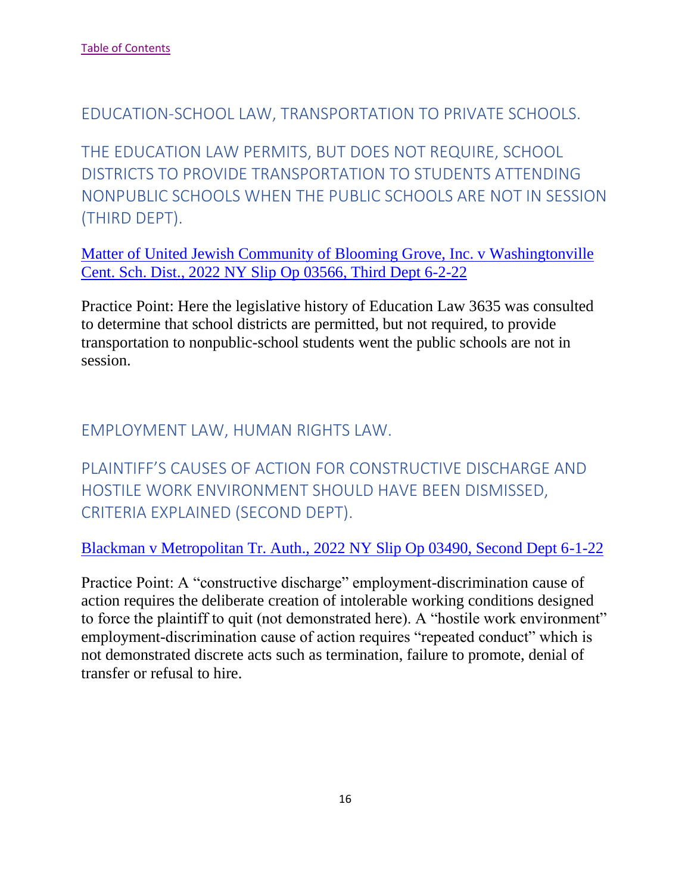[Table of Contents](#)

## EDUCATION-SCHOOL LAW, TRANSPORTATION TO PRIVATE SCHOOLS.

## THE EDUCATION LAW PERMITS, BUT DOES NOT REQUIRE, SCHOOL DISTRICTS TO PROVIDE TRANSPORTATION TO STUDENTS ATTENDING NONPUBLIC SCHOOLS WHEN THE PUBLIC SCHOOLS ARE NOT IN SESSION (THIRD DEPT).

[Matter of United Jewish Community of Blooming Grove, Inc. v Washingtonville Cent. Sch. Dist., 2022 NY Slip Op 03566, Third Dept 6-2-22](#)

Practice Point: Here the legislative history of Education Law 3635 was consulted to determine that school districts are permitted, but not required, to provide transportation to nonpublic-school students went the public schools are not in session.

## EMPLOYMENT LAW, HUMAN RIGHTS LAW.

## PLAINTIFF'S CAUSES OF ACTION FOR CONSTRUCTIVE DISCHARGE AND HOSTILE WORK ENVIRONMENT SHOULD HAVE BEEN DISMISSED, CRITERIA EXPLAINED (SECOND DEPT).

[Blackman v Metropolitan Tr. Auth., 2022 NY Slip Op 03490, Second Dept 6-1-22](#)

Practice Point: A "constructive discharge" employment-discrimination cause of action requires the deliberate creation of intolerable working conditions designed to force the plaintiff to quit (not demonstrated here). A "hostile work environment" employment-discrimination cause of action requires "repeated conduct" which is not demonstrated discrete acts such as termination, failure to promote, denial of transfer or refusal to hire.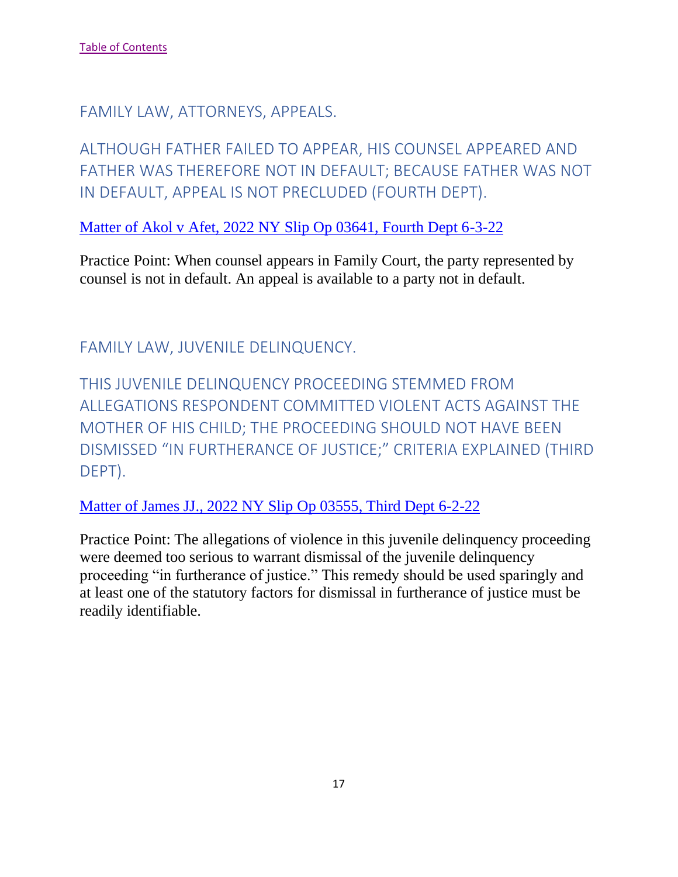[Table of Contents]

## FAMILY LAW, ATTORNEYS, APPEALS.

### ALTHOUGH FATHER FAILED TO APPEAR, HIS COUNSEL APPEARED AND FATHER WAS THEREFORE NOT IN DEFAULT; BECAUSE FATHER WAS NOT IN DEFAULT, APPEAL IS NOT PRECLUDED (FOURTH DEPT).

[Matter of Akol v Afet, 2022 NY Slip Op 03641, Fourth Dept 6-3-22]

Practice Point: When counsel appears in Family Court, the party represented by counsel is not in default. An appeal is available to a party not in default.

## FAMILY LAW, JUVENILE DELINQUENCY.

### THIS JUVENILE DELINQUENCY PROCEEDING STEMMED FROM ALLEGATIONS RESPONDENT COMMITTED VIOLENT ACTS AGAINST THE MOTHER OF HIS CHILD; THE PROCEEDING SHOULD NOT HAVE BEEN DISMISSED "IN FURTHERANCE OF JUSTICE;" CRITERIA EXPLAINED (THIRD DEPT).

[Matter of James JJ., 2022 NY Slip Op 03555, Third Dept 6-2-22]

Practice Point: The allegations of violence in this juvenile delinquency proceeding were deemed too serious to warrant dismissal of the juvenile delinquency proceeding "in furtherance of justice." This remedy should be used sparingly and at least one of the statutory factors for dismissal in furtherance of justice must be readily identifiable.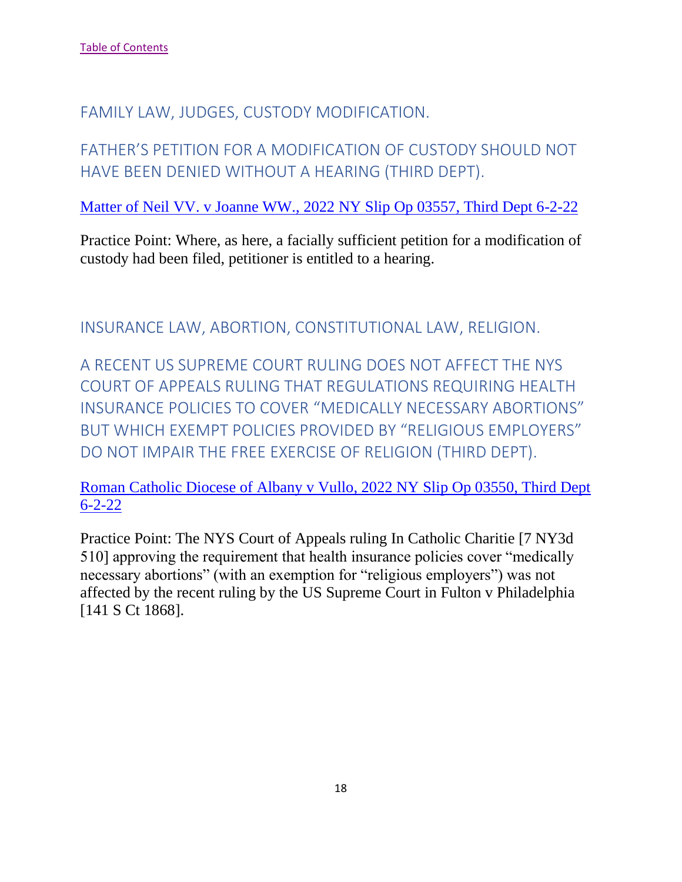[Table of Contents]

## FAMILY LAW, JUDGES, CUSTODY MODIFICATION.

## FATHER'S PETITION FOR A MODIFICATION OF CUSTODY SHOULD NOT HAVE BEEN DENIED WITHOUT A HEARING (THIRD DEPT).

[Matter of Neil VV. v Joanne WW., 2022 NY Slip Op 03557, Third Dept 6-2-22]

Practice Point: Where, as here, a facially sufficient petition for a modification of custody had been filed, petitioner is entitled to a hearing.

## INSURANCE LAW, ABORTION, CONSTITUTIONAL LAW, RELIGION.

## A RECENT US SUPREME COURT RULING DOES NOT AFFECT THE NYS COURT OF APPEALS RULING THAT REGULATIONS REQUIRING HEALTH INSURANCE POLICIES TO COVER "MEDICALLY NECESSARY ABORTIONS" BUT WHICH EXEMPT POLICIES PROVIDED BY "RELIGIOUS EMPLOYERS" DO NOT IMPAIR THE FREE EXERCISE OF RELIGION (THIRD DEPT).

[Roman Catholic Diocese of Albany v Vullo, 2022 NY Slip Op 03550, Third Dept 6-2-22]

Practice Point: The NYS Court of Appeals ruling In Catholic Charitie [7 NY3d 510] approving the requirement that health insurance policies cover "medically necessary abortions" (with an exemption for "religious employers") was not affected by the recent ruling by the US Supreme Court in Fulton v Philadelphia [141 S Ct 1868].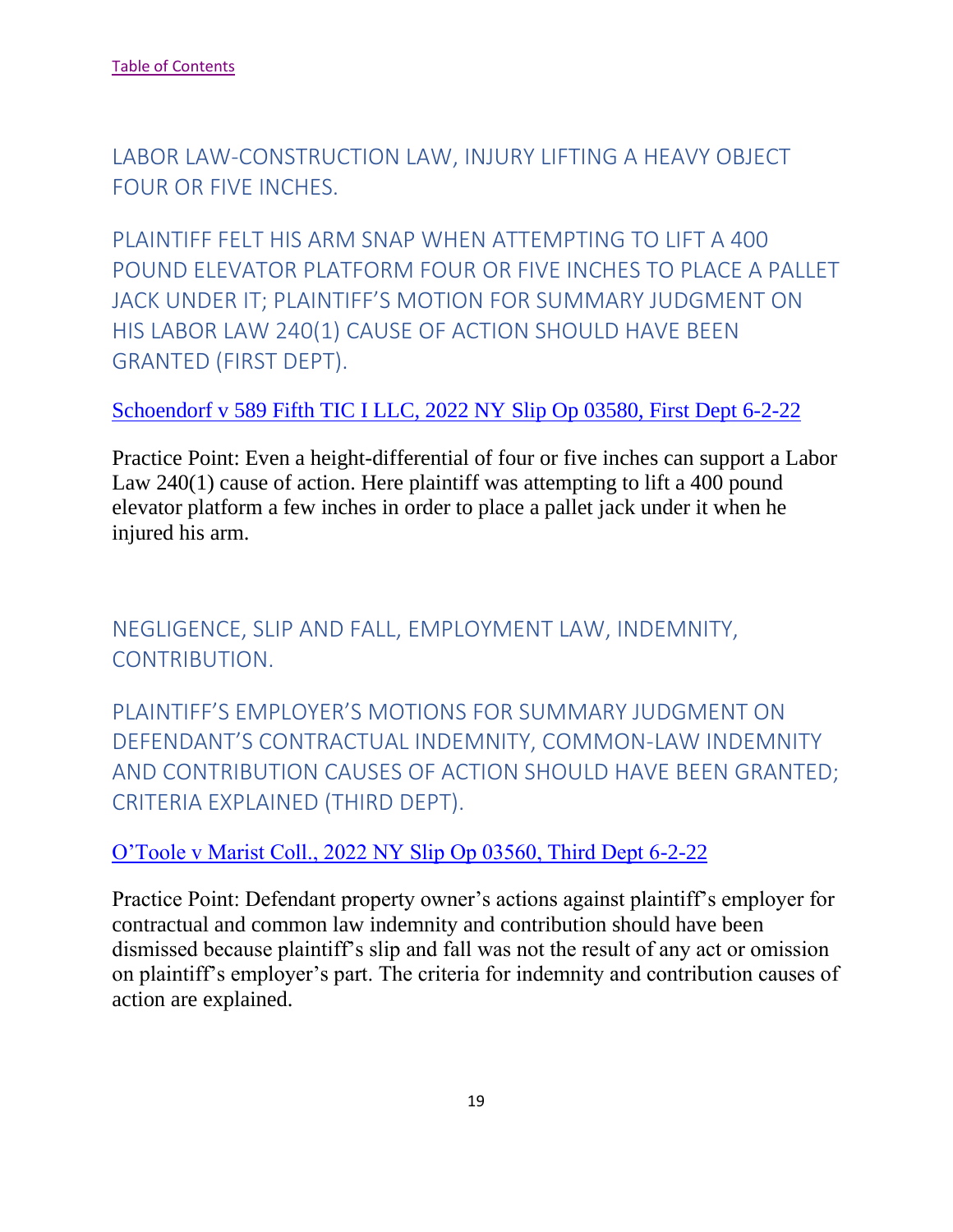[Table of Contents](#)

## LABOR LAW-CONSTRUCTION LAW, INJURY LIFTING A HEAVY OBJECT FOUR OR FIVE INCHES.

### PLAINTIFF FELT HIS ARM SNAP WHEN ATTEMPTING TO LIFT A 400 POUND ELEVATOR PLATFORM FOUR OR FIVE INCHES TO PLACE A PALLET JACK UNDER IT; PLAINTIFF'S MOTION FOR SUMMARY JUDGMENT ON HIS LABOR LAW 240(1) CAUSE OF ACTION SHOULD HAVE BEEN GRANTED (FIRST DEPT).

[Schoendorf v 589 Fifth TIC I LLC, 2022 NY Slip Op 03580, First Dept 6-2-22](#)

Practice Point: Even a height-differential of four or five inches can support a Labor Law 240(1) cause of action. Here plaintiff was attempting to lift a 400 pound elevator platform a few inches in order to place a pallet jack under it when he injured his arm.

## NEGLIGENCE, SLIP AND FALL, EMPLOYMENT LAW, INDEMNITY, CONTRIBUTION.

### PLAINTIFF'S EMPLOYER'S MOTIONS FOR SUMMARY JUDGMENT ON DEFENDANT'S CONTRACTUAL INDEMNITY, COMMON-LAW INDEMNITY AND CONTRIBUTION CAUSES OF ACTION SHOULD HAVE BEEN GRANTED; CRITERIA EXPLAINED (THIRD DEPT).

[O'Toole v Marist Coll., 2022 NY Slip Op 03560, Third Dept 6-2-22](#)

Practice Point: Defendant property owner's actions against plaintiff's employer for contractual and common law indemnity and contribution should have been dismissed because plaintiff's slip and fall was not the result of any act or omission on plaintiff's employer's part. The criteria for indemnity and contribution causes of action are explained.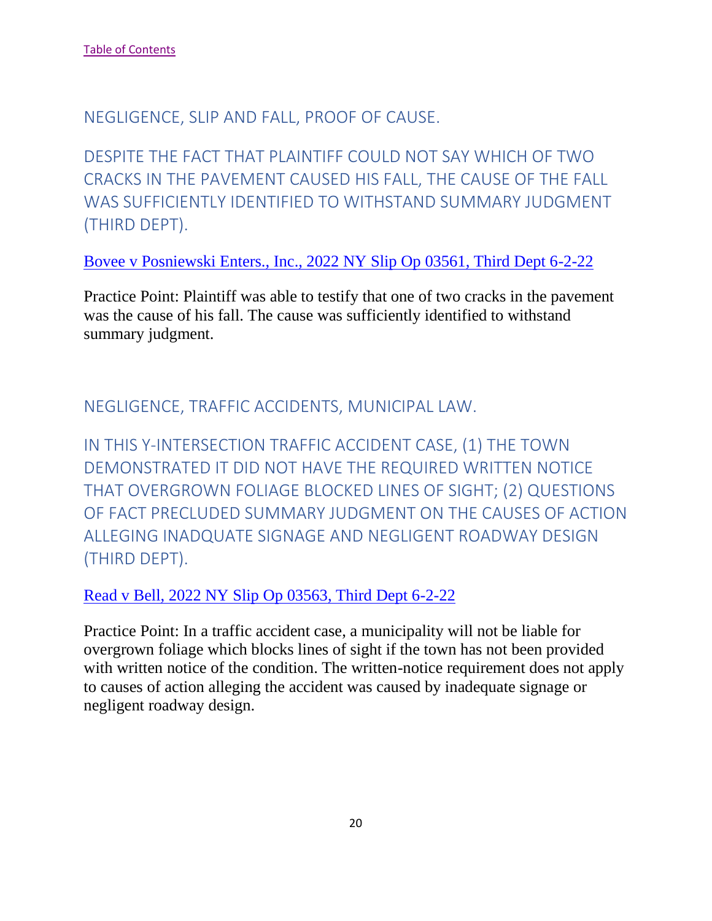[Table of Contents]

## NEGLIGENCE, SLIP AND FALL, PROOF OF CAUSE.

## DESPITE THE FACT THAT PLAINTIFF COULD NOT SAY WHICH OF TWO CRACKS IN THE PAVEMENT CAUSED HIS FALL, THE CAUSE OF THE FALL WAS SUFFICIENTLY IDENTIFIED TO WITHSTAND SUMMARY JUDGMENT (THIRD DEPT).

[Bovee v Posniewski Enters., Inc., 2022 NY Slip Op 03561, Third Dept 6-2-22]

Practice Point: Plaintiff was able to testify that one of two cracks in the pavement was the cause of his fall. The cause was sufficiently identified to withstand summary judgment.

## NEGLIGENCE, TRAFFIC ACCIDENTS, MUNICIPAL LAW.

## IN THIS Y-INTERSECTION TRAFFIC ACCIDENT CASE, (1) THE TOWN DEMONSTRATED IT DID NOT HAVE THE REQUIRED WRITTEN NOTICE THAT OVERGROWN FOLIAGE BLOCKED LINES OF SIGHT; (2) QUESTIONS OF FACT PRECLUDED SUMMARY JUDGMENT ON THE CAUSES OF ACTION ALLEGING INADQUATE SIGNAGE AND NEGLIGENT ROADWAY DESIGN (THIRD DEPT).

[Read v Bell, 2022 NY Slip Op 03563, Third Dept 6-2-22]

Practice Point: In a traffic accident case, a municipality will not be liable for overgrown foliage which blocks lines of sight if the town has not been provided with written notice of the condition. The written-notice requirement does not apply to causes of action alleging the accident was caused by inadequate signage or negligent roadway design.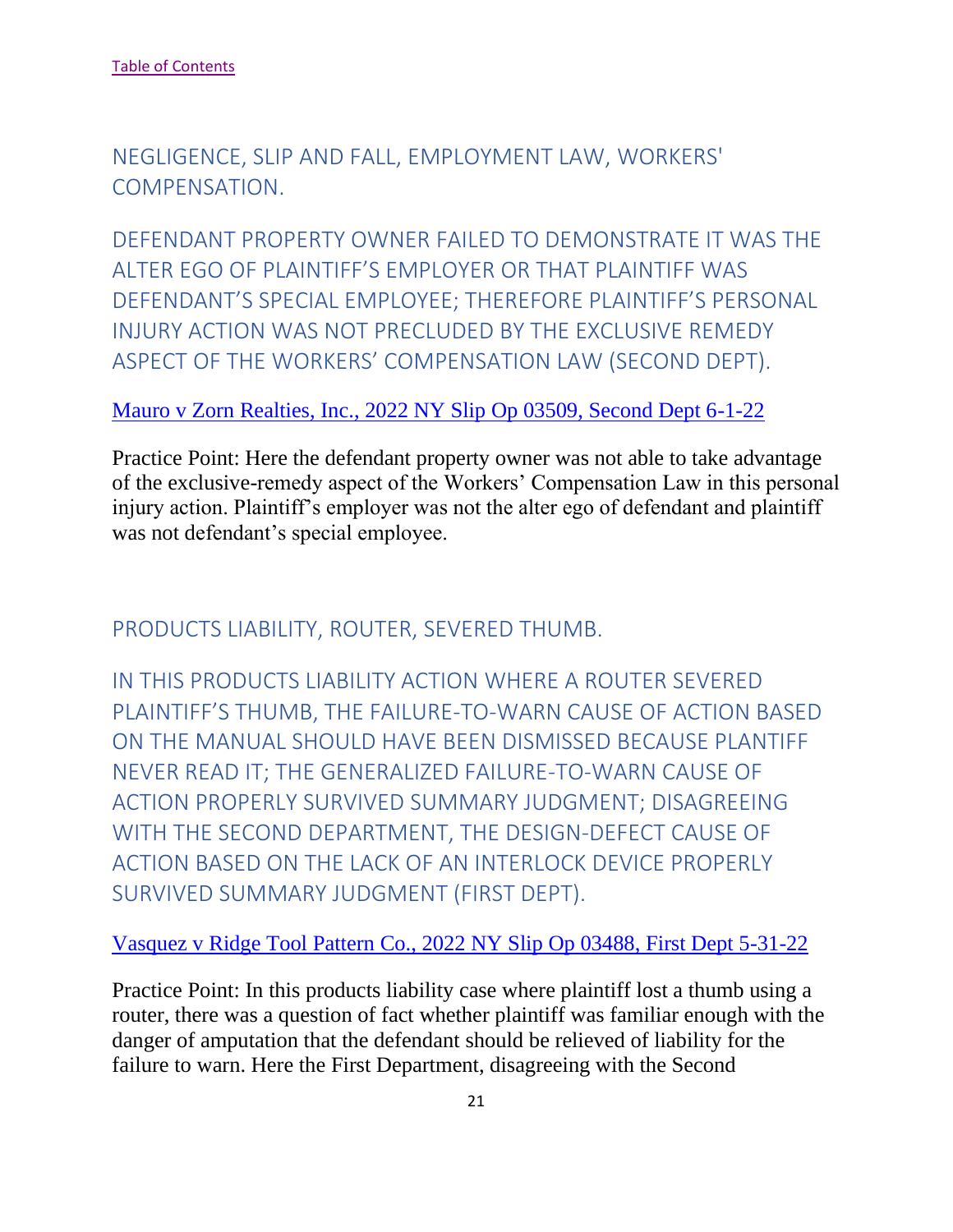[Table of Contents](#)

## NEGLIGENCE, SLIP AND FALL, EMPLOYMENT LAW, WORKERS' COMPENSATION.

### DEFENDANT PROPERTY OWNER FAILED TO DEMONSTRATE IT WAS THE ALTER EGO OF PLAINTIFF'S EMPLOYER OR THAT PLAINTIFF WAS DEFENDANT'S SPECIAL EMPLOYEE; THEREFORE PLAINTIFF'S PERSONAL INJURY ACTION WAS NOT PRECLUDED BY THE EXCLUSIVE REMEDY ASPECT OF THE WORKERS' COMPENSATION LAW (SECOND DEPT).

[Mauro v Zorn Realties, Inc., 2022 NY Slip Op 03509, Second Dept 6-1-22](#)

Practice Point: Here the defendant property owner was not able to take advantage of the exclusive-remedy aspect of the Workers' Compensation Law in this personal injury action. Plaintiff's employer was not the alter ego of defendant and plaintiff was not defendant's special employee.

## PRODUCTS LIABILITY, ROUTER, SEVERED THUMB.

### IN THIS PRODUCTS LIABILITY ACTION WHERE A ROUTER SEVERED PLAINTIFF'S THUMB, THE FAILURE-TO-WARN CAUSE OF ACTION BASED ON THE MANUAL SHOULD HAVE BEEN DISMISSED BECAUSE PLANTIFF NEVER READ IT; THE GENERALIZED FAILURE-TO-WARN CAUSE OF ACTION PROPERLY SURVIVED SUMMARY JUDGMENT; DISAGREEING WITH THE SECOND DEPARTMENT, THE DESIGN-DEFECT CAUSE OF ACTION BASED ON THE LACK OF AN INTERLOCK DEVICE PROPERLY SURVIVED SUMMARY JUDGMENT (FIRST DEPT).

[Vasquez v Ridge Tool Pattern Co., 2022 NY Slip Op 03488, First Dept 5-31-22](#)

Practice Point: In this products liability case where plaintiff lost a thumb using a router, there was a question of fact whether plaintiff was familiar enough with the danger of amputation that the defendant should be relieved of liability for the failure to warn. Here the First Department, disagreeing with the Second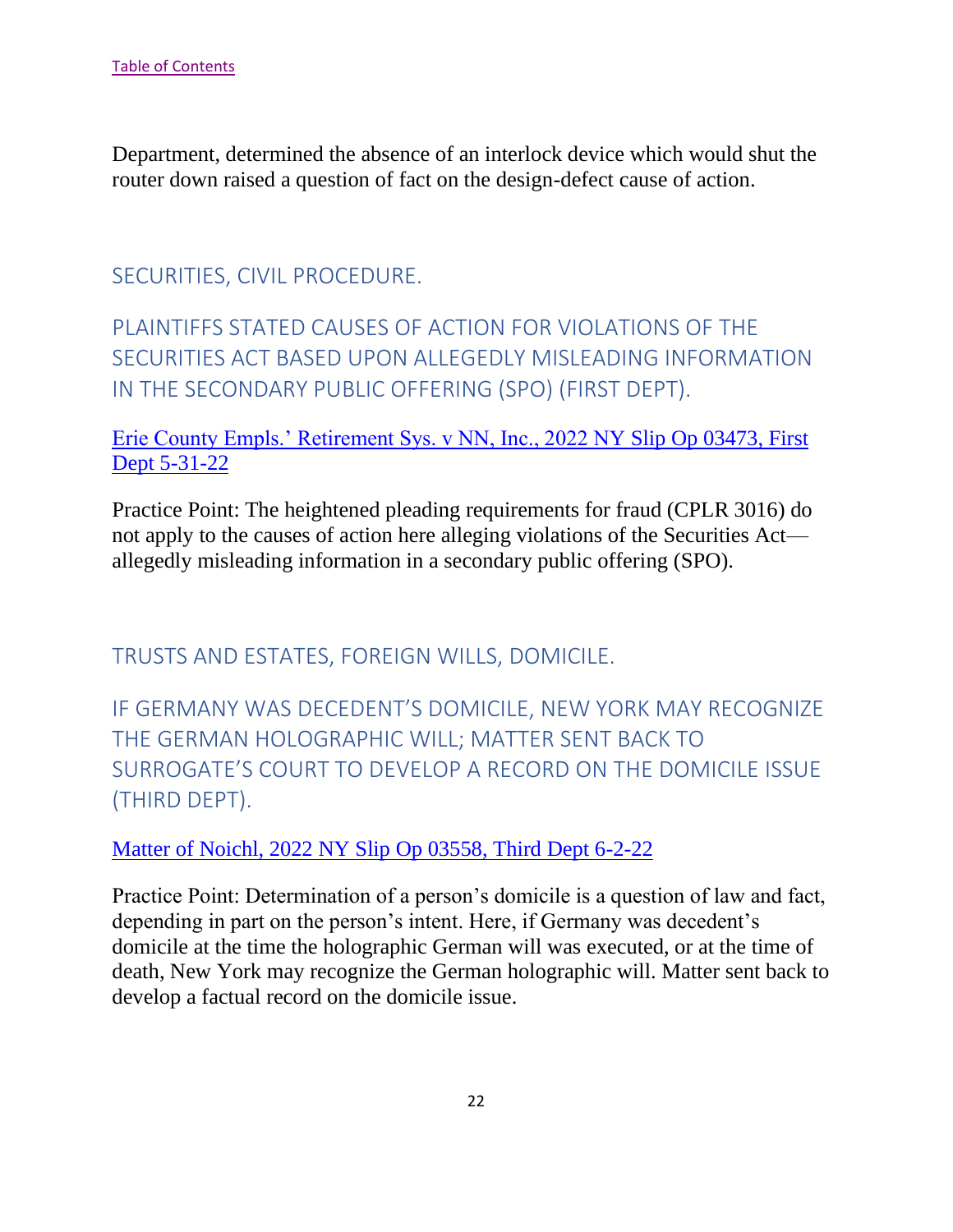[Table of Contents](#)

Department, determined the absence of an interlock device which would shut the router down raised a question of fact on the design-defect cause of action.

## SECURITIES, CIVIL PROCEDURE.

### PLAINTIFFS STATED CAUSES OF ACTION FOR VIOLATIONS OF THE SECURITIES ACT BASED UPON ALLEGEDLY MISLEADING INFORMATION IN THE SECONDARY PUBLIC OFFERING (SPO) (FIRST DEPT).

[Erie County Empls.' Retirement Sys. v NN, Inc., 2022 NY Slip Op 03473, First Dept 5-31-22](#)

Practice Point: The heightened pleading requirements for fraud (CPLR 3016) do not apply to the causes of action here alleging violations of the Securities Act—allegedly misleading information in a secondary public offering (SPO).

## TRUSTS AND ESTATES, FOREIGN WILLS, DOMICILE.

### IF GERMANY WAS DECEDENT'S DOMICILE, NEW YORK MAY RECOGNIZE THE GERMAN HOLOGRAPHIC WILL; MATTER SENT BACK TO SURROGATE'S COURT TO DEVELOP A RECORD ON THE DOMICILE ISSUE (THIRD DEPT).

[Matter of Noichl, 2022 NY Slip Op 03558, Third Dept 6-2-22](#)

Practice Point: Determination of a person's domicile is a question of law and fact, depending in part on the person's intent. Here, if Germany was decedent's domicile at the time the holographic German will was executed, or at the time of death, New York may recognize the German holographic will. Matter sent back to develop a factual record on the domicile issue.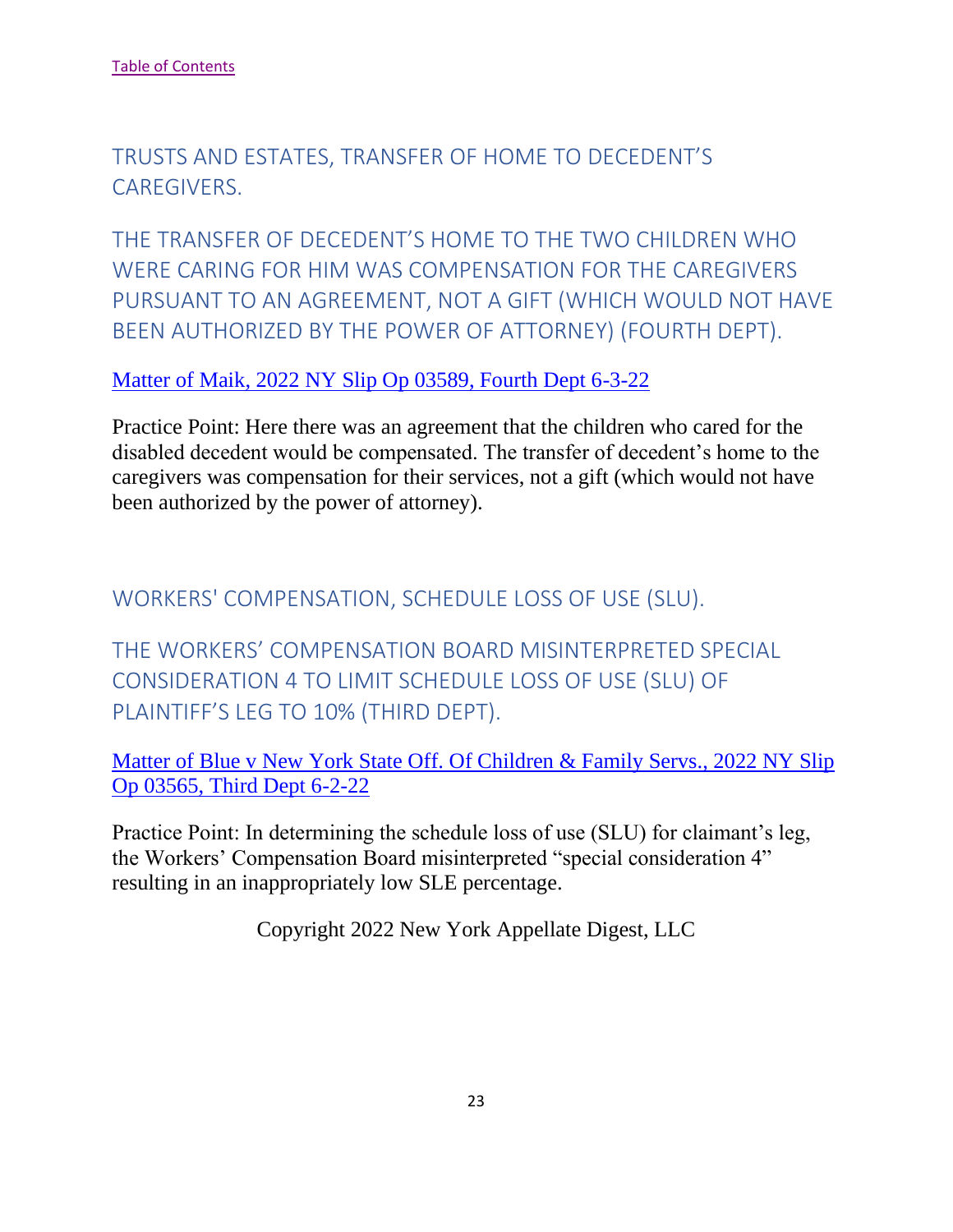[Table of Contents]

## TRUSTS AND ESTATES, TRANSFER OF HOME TO DECEDENT'S CAREGIVERS.

### THE TRANSFER OF DECEDENT'S HOME TO THE TWO CHILDREN WHO WERE CARING FOR HIM WAS COMPENSATION FOR THE CAREGIVERS PURSUANT TO AN AGREEMENT, NOT A GIFT (WHICH WOULD NOT HAVE BEEN AUTHORIZED BY THE POWER OF ATTORNEY) (FOURTH DEPT).

[Matter of Maik, 2022 NY Slip Op 03589, Fourth Dept 6-3-22]

Practice Point: Here there was an agreement that the children who cared for the disabled decedent would be compensated. The transfer of decedent's home to the caregivers was compensation for their services, not a gift (which would not have been authorized by the power of attorney).

## WORKERS' COMPENSATION, SCHEDULE LOSS OF USE (SLU).

### THE WORKERS' COMPENSATION BOARD MISINTERPRETED SPECIAL CONSIDERATION 4 TO LIMIT SCHEDULE LOSS OF USE (SLU) OF PLAINTIFF'S LEG TO 10% (THIRD DEPT).

[Matter of Blue v New York State Off. Of Children & Family Servs., 2022 NY Slip Op 03565, Third Dept 6-2-22]

Practice Point: In determining the schedule loss of use (SLU) for claimant's leg, the Workers' Compensation Board misinterpreted "special consideration 4" resulting in an inappropriately low SLE percentage.

Copyright 2022 New York Appellate Digest, LLC